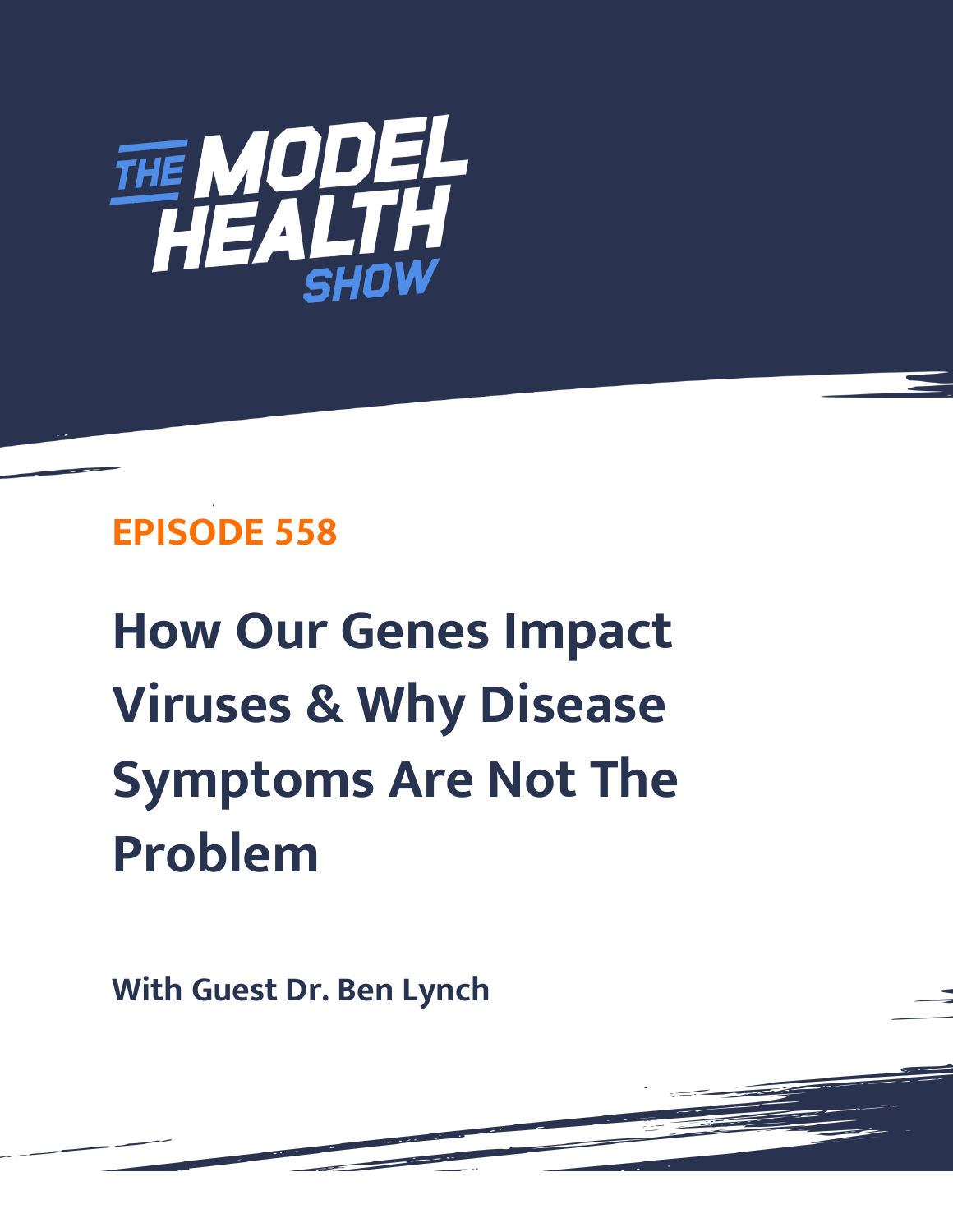# THE MODEL HEALTH SHOW

## EPISODE 558

# How Our Genes Impact Viruses & Why Disease Symptoms Are Not The Problem

**With Guest Dr. Ben Lynch**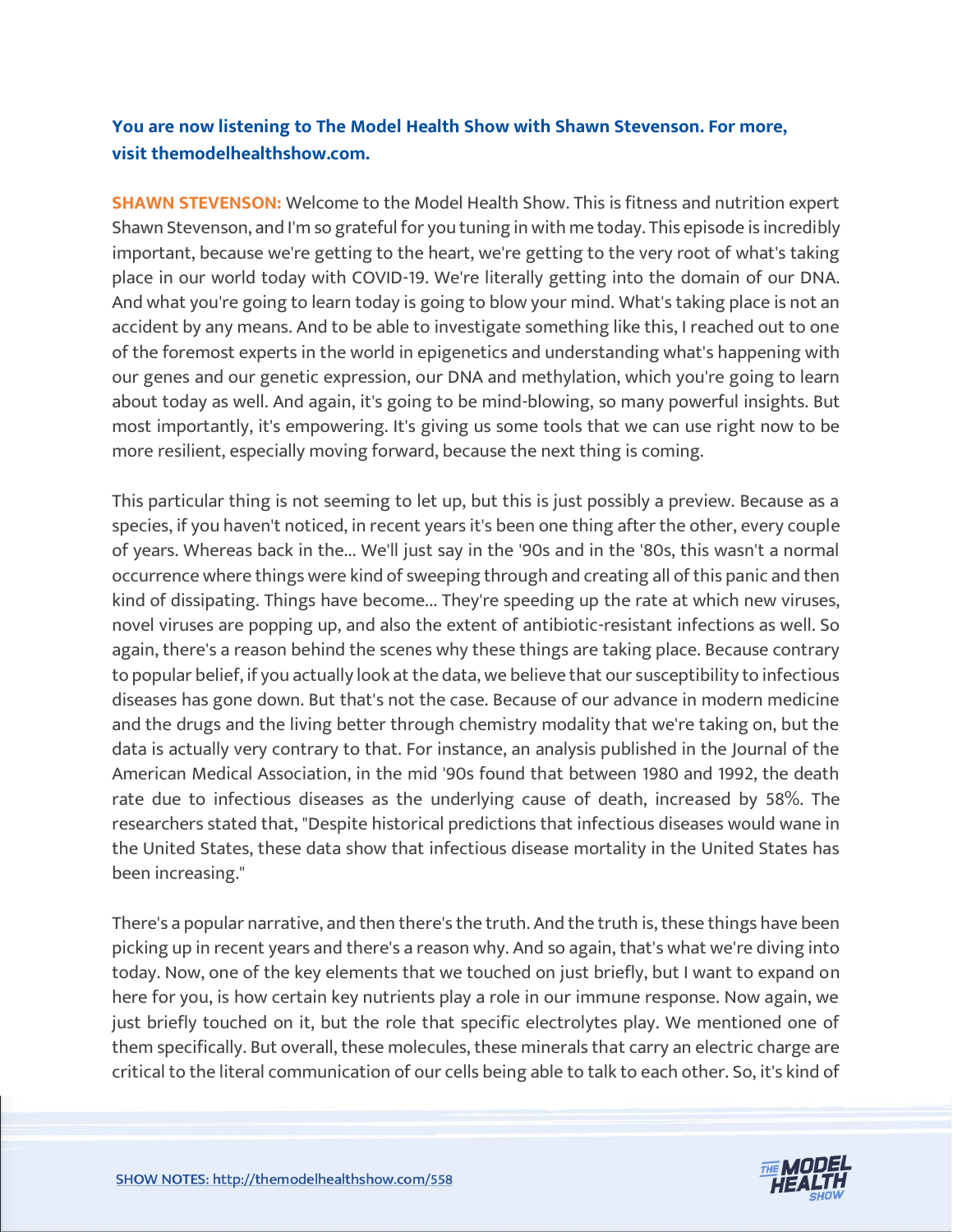**You are now listening to The Model Health Show with Shawn Stevenson. For more, visit themodelhealthshow.com.**

**SHAWN STEVENSON:** Welcome to the Model Health Show. This is fitness and nutrition expert Shawn Stevenson, and I'm so grateful for you tuning in with me today. This episode is incredibly important, because we're getting to the heart, we're getting to the very root of what's taking place in our world today with COVID-19. We're literally getting into the domain of our DNA. And what you're going to learn today is going to blow your mind. What's taking place is not an accident by any means. And to be able to investigate something like this, I reached out to one of the foremost experts in the world in epigenetics and understanding what's happening with our genes and our genetic expression, our DNA and methylation, which you're going to learn about today as well. And again, it's going to be mind-blowing, so many powerful insights. But most importantly, it's empowering. It's giving us some tools that we can use right now to be more resilient, especially moving forward, because the next thing is coming.

This particular thing is not seeming to let up, but this is just possibly a preview. Because as a species, if you haven't noticed, in recent years it's been one thing after the other, every couple of years. Whereas back in the... We'll just say in the '90s and in the '80s, this wasn't a normal occurrence where things were kind of sweeping through and creating all of this panic and then kind of dissipating. Things have become... They're speeding up the rate at which new viruses, novel viruses are popping up, and also the extent of antibiotic-resistant infections as well. So again, there's a reason behind the scenes why these things are taking place. Because contrary to popular belief, if you actually look at the data, we believe that our susceptibility to infectious diseases has gone down. But that's not the case. Because of our advance in modern medicine and the drugs and the living better through chemistry modality that we're taking on, but the data is actually very contrary to that. For instance, an analysis published in the Journal of the American Medical Association, in the mid '90s found that between 1980 and 1992, the death rate due to infectious diseases as the underlying cause of death, increased by 58%. The researchers stated that, "Despite historical predictions that infectious diseases would wane in the United States, these data show that infectious disease mortality in the United States has been increasing."

There's a popular narrative, and then there's the truth. And the truth is, these things have been picking up in recent years and there's a reason why. And so again, that's what we're diving into today. Now, one of the key elements that we touched on just briefly, but I want to expand on here for you, is how certain key nutrients play a role in our immune response. Now again, we just briefly touched on it, but the role that specific electrolytes play. We mentioned one of them specifically. But overall, these molecules, these minerals that carry an electric charge are critical to the literal communication of our cells being able to talk to each other. So, it's kind of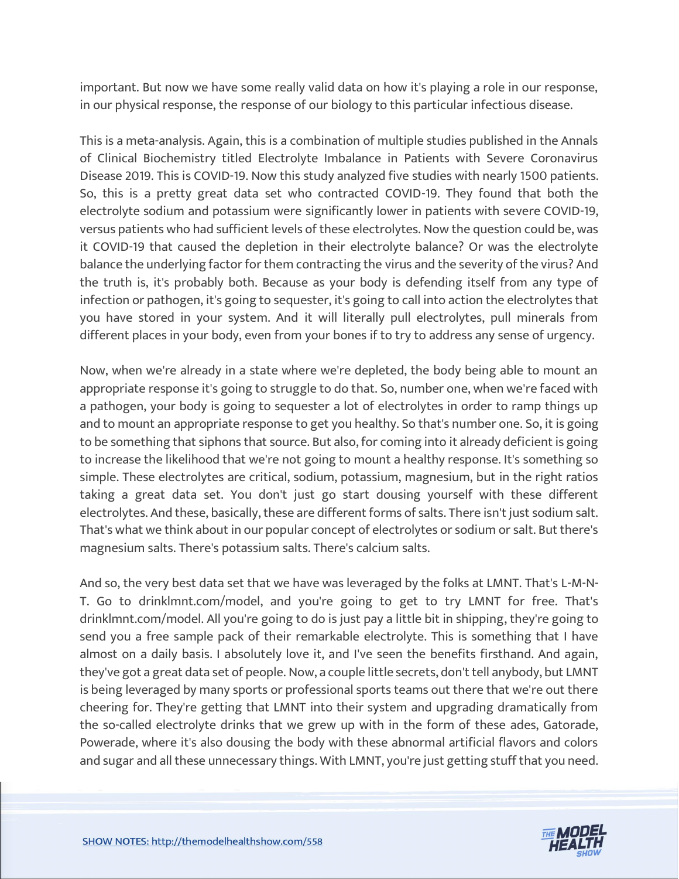important. But now we have some really valid data on how it's playing a role in our response, in our physical response, the response of our biology to this particular infectious disease.

This is a meta-analysis. Again, this is a combination of multiple studies published in the Annals of Clinical Biochemistry titled Electrolyte Imbalance in Patients with Severe Coronavirus Disease 2019. This is COVID-19. Now this study analyzed five studies with nearly 1500 patients. So, this is a pretty great data set who contracted COVID-19. They found that both the electrolyte sodium and potassium were significantly lower in patients with severe COVID-19, versus patients who had sufficient levels of these electrolytes. Now the question could be, was it COVID-19 that caused the depletion in their electrolyte balance? Or was the electrolyte balance the underlying factor for them contracting the virus and the severity of the virus? And the truth is, it's probably both. Because as your body is defending itself from any type of infection or pathogen, it's going to sequester, it's going to call into action the electrolytes that you have stored in your system. And it will literally pull electrolytes, pull minerals from different places in your body, even from your bones if to try to address any sense of urgency.

Now, when we're already in a state where we're depleted, the body being able to mount an appropriate response it's going to struggle to do that. So, number one, when we're faced with a pathogen, your body is going to sequester a lot of electrolytes in order to ramp things up and to mount an appropriate response to get you healthy. So that's number one. So, it is going to be something that siphons that source. But also, for coming into it already deficient is going to increase the likelihood that we're not going to mount a healthy response. It's something so simple. These electrolytes are critical, sodium, potassium, magnesium, but in the right ratios taking a great data set. You don't just go start dousing yourself with these different electrolytes. And these, basically, these are different forms of salts. There isn't just sodium salt. That's what we think about in our popular concept of electrolytes or sodium or salt. But there's magnesium salts. There's potassium salts. There's calcium salts.

And so, the very best data set that we have was leveraged by the folks at LMNT. That's L-M-N-T. Go to drinklmnt.com/model, and you're going to get to try LMNT for free. That's drinklmnt.com/model. All you're going to do is just pay a little bit in shipping, they're going to send you a free sample pack of their remarkable electrolyte. This is something that I have almost on a daily basis. I absolutely love it, and I've seen the benefits firsthand. And again, they've got a great data set of people. Now, a couple little secrets, don't tell anybody, but LMNT is being leveraged by many sports or professional sports teams out there that we're out there cheering for. They're getting that LMNT into their system and upgrading dramatically from the so-called electrolyte drinks that we grew up with in the form of these ades, Gatorade, Powerade, where it's also dousing the body with these abnormal artificial flavors and colors and sugar and all these unnecessary things. With LMNT, you're just getting stuff that you need.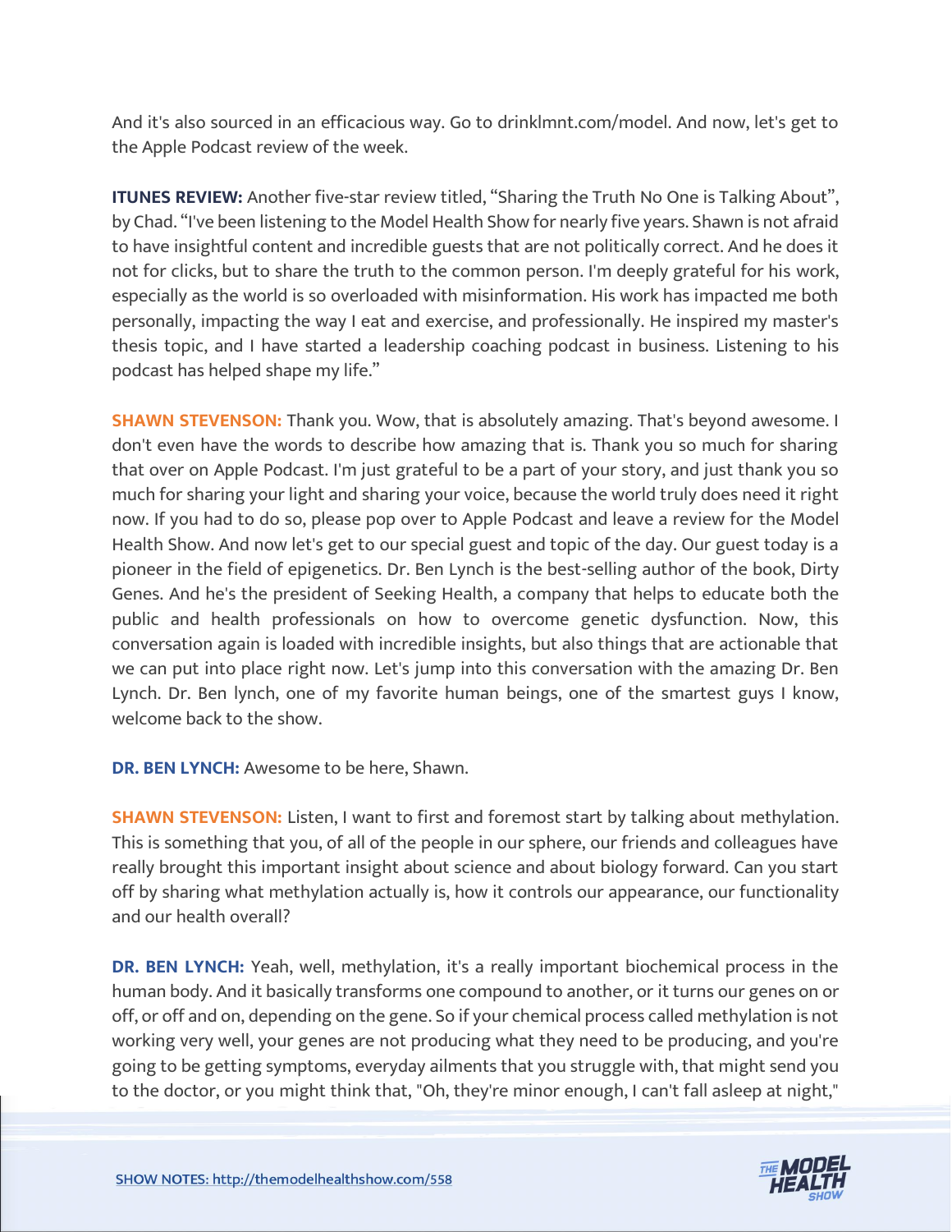And it's also sourced in an efficacious way. Go to drinklmnt.com/model. And now, let's get to the Apple Podcast review of the week.

**ITUNES REVIEW:** Another five-star review titled, "Sharing the Truth No One is Talking About", by Chad. "I've been listening to the Model Health Show for nearly five years. Shawn is not afraid to have insightful content and incredible guests that are not politically correct. And he does it not for clicks, but to share the truth to the common person. I'm deeply grateful for his work, especially as the world is so overloaded with misinformation. His work has impacted me both personally, impacting the way I eat and exercise, and professionally. He inspired my master's thesis topic, and I have started a leadership coaching podcast in business. Listening to his podcast has helped shape my life."

**SHAWN STEVENSON:** Thank you. Wow, that is absolutely amazing. That's beyond awesome. I don't even have the words to describe how amazing that is. Thank you so much for sharing that over on Apple Podcast. I'm just grateful to be a part of your story, and just thank you so much for sharing your light and sharing your voice, because the world truly does need it right now. If you had to do so, please pop over to Apple Podcast and leave a review for the Model Health Show. And now let's get to our special guest and topic of the day. Our guest today is a pioneer in the field of epigenetics. Dr. Ben Lynch is the best-selling author of the book, Dirty Genes. And he's the president of Seeking Health, a company that helps to educate both the public and health professionals on how to overcome genetic dysfunction. Now, this conversation again is loaded with incredible insights, but also things that are actionable that we can put into place right now. Let's jump into this conversation with the amazing Dr. Ben Lynch. Dr. Ben lynch, one of my favorite human beings, one of the smartest guys I know, welcome back to the show.

**DR. BEN LYNCH:** Awesome to be here, Shawn.

**SHAWN STEVENSON:** Listen, I want to first and foremost start by talking about methylation. This is something that you, of all of the people in our sphere, our friends and colleagues have really brought this important insight about science and about biology forward. Can you start off by sharing what methylation actually is, how it controls our appearance, our functionality and our health overall?

**DR. BEN LYNCH:** Yeah, well, methylation, it's a really important biochemical process in the human body. And it basically transforms one compound to another, or it turns our genes on or off, or off and on, depending on the gene. So if your chemical process called methylation is not working very well, your genes are not producing what they need to be producing, and you're going to be getting symptoms, everyday ailments that you struggle with, that might send you to the doctor, or you might think that, "Oh, they're minor enough, I can't fall asleep at night,"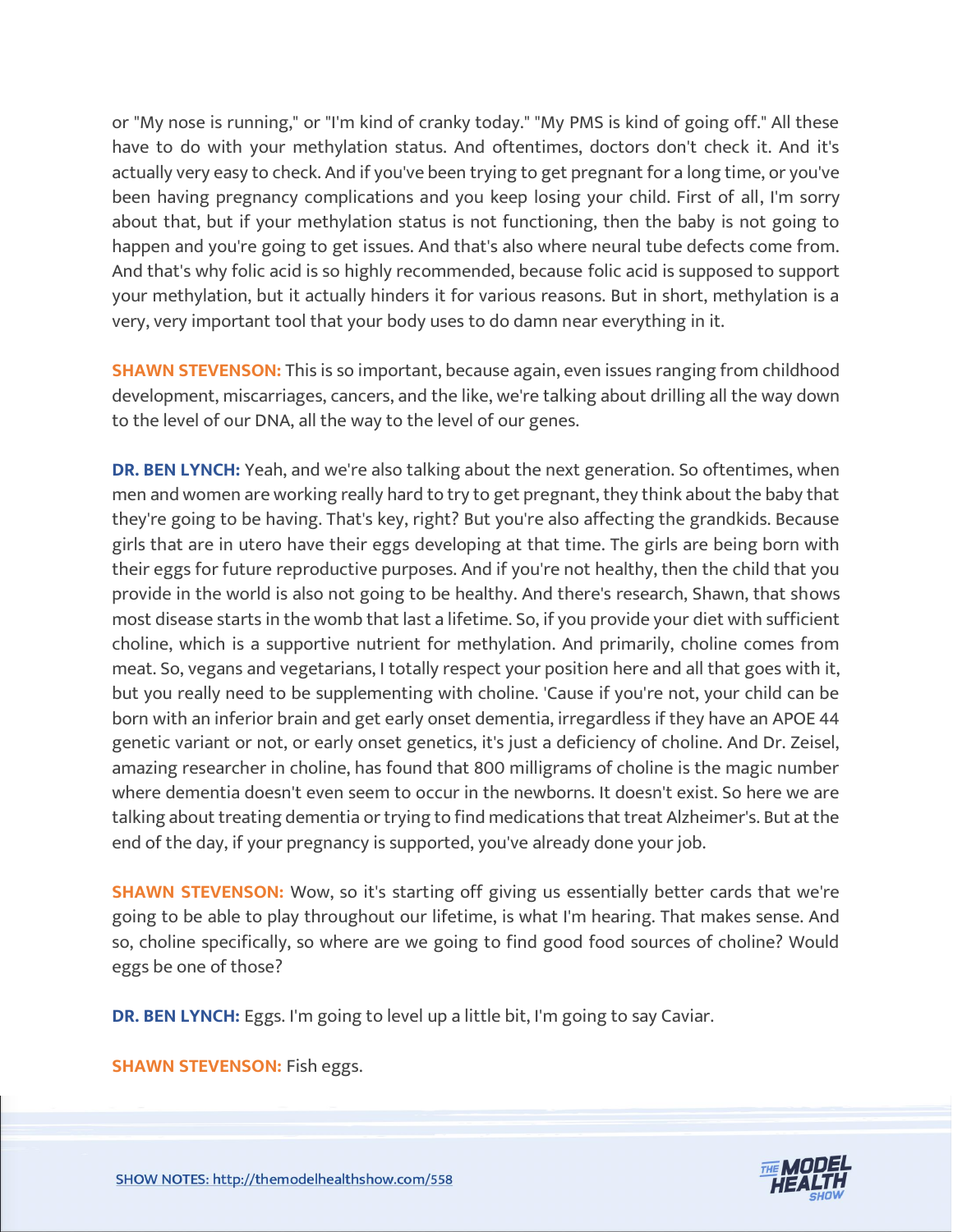or "My nose is running," or "I'm kind of cranky today." "My PMS is kind of going off." All these have to do with your methylation status. And oftentimes, doctors don't check it. And it's actually very easy to check. And if you've been trying to get pregnant for a long time, or you've been having pregnancy complications and you keep losing your child. First of all, I'm sorry about that, but if your methylation status is not functioning, then the baby is not going to happen and you're going to get issues. And that's also where neural tube defects come from. And that's why folic acid is so highly recommended, because folic acid is supposed to support your methylation, but it actually hinders it for various reasons. But in short, methylation is a very, very important tool that your body uses to do damn near everything in it.

**SHAWN STEVENSON:** This is so important, because again, even issues ranging from childhood development, miscarriages, cancers, and the like, we're talking about drilling all the way down to the level of our DNA, all the way to the level of our genes.

**DR. BEN LYNCH:** Yeah, and we're also talking about the next generation. So oftentimes, when men and women are working really hard to try to get pregnant, they think about the baby that they're going to be having. That's key, right? But you're also affecting the grandkids. Because girls that are in utero have their eggs developing at that time. The girls are being born with their eggs for future reproductive purposes. And if you're not healthy, then the child that you provide in the world is also not going to be healthy. And there's research, Shawn, that shows most disease starts in the womb that last a lifetime. So, if you provide your diet with sufficient choline, which is a supportive nutrient for methylation. And primarily, choline comes from meat. So, vegans and vegetarians, I totally respect your position here and all that goes with it, but you really need to be supplementing with choline. 'Cause if you're not, your child can be born with an inferior brain and get early onset dementia, irregardless if they have an APOE 44 genetic variant or not, or early onset genetics, it's just a deficiency of choline. And Dr. Zeisel, amazing researcher in choline, has found that 800 milligrams of choline is the magic number where dementia doesn't even seem to occur in the newborns. It doesn't exist. So here we are talking about treating dementia or trying to find medications that treat Alzheimer's. But at the end of the day, if your pregnancy is supported, you've already done your job.

**SHAWN STEVENSON:** Wow, so it's starting off giving us essentially better cards that we're going to be able to play throughout our lifetime, is what I'm hearing. That makes sense. And so, choline specifically, so where are we going to find good food sources of choline? Would eggs be one of those?

**DR. BEN LYNCH:** Eggs. I'm going to level up a little bit, I'm going to say Caviar.

**SHAWN STEVENSON:** Fish eggs.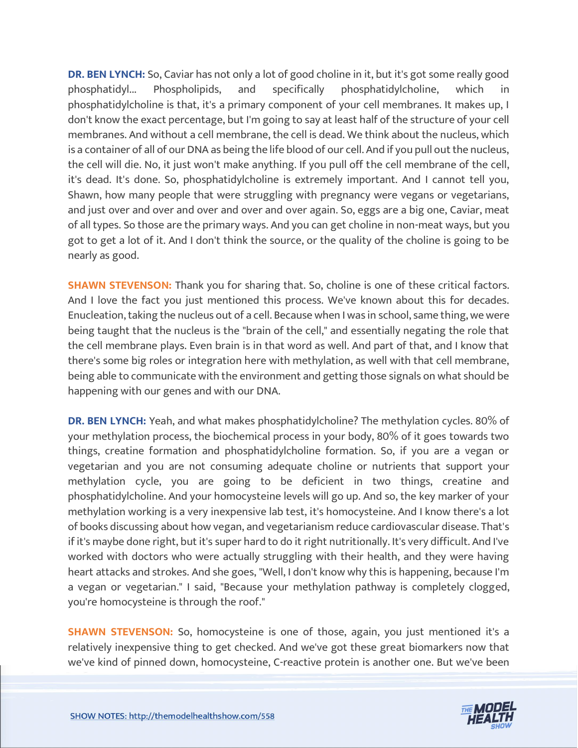**DR. BEN LYNCH:** So, Caviar has not only a lot of good choline in it, but it's got some really good phosphatidyl... Phospholipids, and specifically phosphatidylcholine, which in phosphatidylcholine is that, it's a primary component of your cell membranes. It makes up, I don't know the exact percentage, but I'm going to say at least half of the structure of your cell membranes. And without a cell membrane, the cell is dead. We think about the nucleus, which is a container of all of our DNA as being the life blood of our cell. And if you pull out the nucleus, the cell will die. No, it just won't make anything. If you pull off the cell membrane of the cell, it's dead. It's done. So, phosphatidylcholine is extremely important. And I cannot tell you, Shawn, how many people that were struggling with pregnancy were vegans or vegetarians, and just over and over and over and over and over again. So, eggs are a big one, Caviar, meat of all types. So those are the primary ways. And you can get choline in non-meat ways, but you got to get a lot of it. And I don't think the source, or the quality of the choline is going to be nearly as good.

**SHAWN STEVENSON:** Thank you for sharing that. So, choline is one of these critical factors. And I love the fact you just mentioned this process. We've known about this for decades. Enucleation, taking the nucleus out of a cell. Because when I was in school, same thing, we were being taught that the nucleus is the "brain of the cell," and essentially negating the role that the cell membrane plays. Even brain is in that word as well. And part of that, and I know that there's some big roles or integration here with methylation, as well with that cell membrane, being able to communicate with the environment and getting those signals on what should be happening with our genes and with our DNA.

**DR. BEN LYNCH:** Yeah, and what makes phosphatidylcholine? The methylation cycles. 80% of your methylation process, the biochemical process in your body, 80% of it goes towards two things, creatine formation and phosphatidylcholine formation. So, if you are a vegan or vegetarian and you are not consuming adequate choline or nutrients that support your methylation cycle, you are going to be deficient in two things, creatine and phosphatidylcholine. And your homocysteine levels will go up. And so, the key marker of your methylation working is a very inexpensive lab test, it's homocysteine. And I know there's a lot of books discussing about how vegan, and vegetarianism reduce cardiovascular disease. That's if it's maybe done right, but it's super hard to do it right nutritionally. It's very difficult. And I've worked with doctors who were actually struggling with their health, and they were having heart attacks and strokes. And she goes, "Well, I don't know why this is happening, because I'm a vegan or vegetarian." I said, "Because your methylation pathway is completely clogged, you're homocysteine is through the roof."

**SHAWN STEVENSON:** So, homocysteine is one of those, again, you just mentioned it's a relatively inexpensive thing to get checked. And we've got these great biomarkers now that we've kind of pinned down, homocysteine, C-reactive protein is another one. But we've been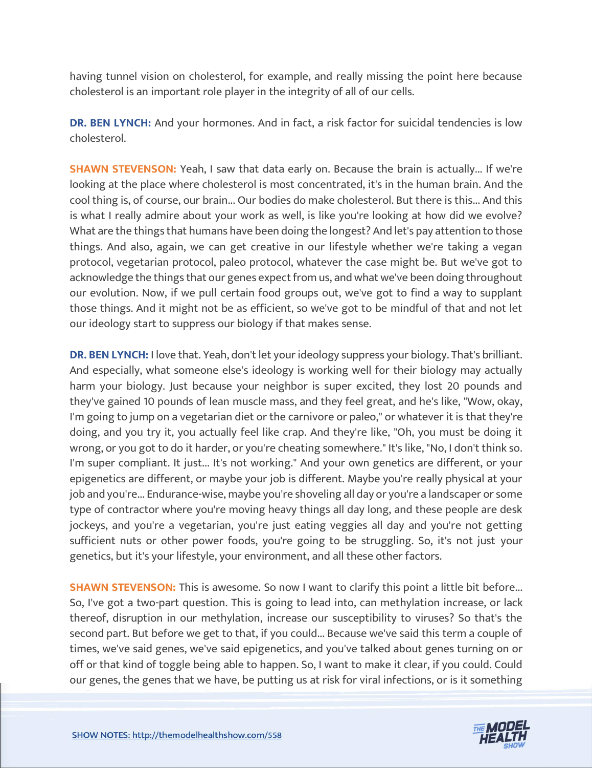having tunnel vision on cholesterol, for example, and really missing the point here because cholesterol is an important role player in the integrity of all of our cells.

**DR. BEN LYNCH:** And your hormones. And in fact, a risk factor for suicidal tendencies is low cholesterol.

**SHAWN STEVENSON:** Yeah, I saw that data early on. Because the brain is actually... If we're looking at the place where cholesterol is most concentrated, it's in the human brain. And the cool thing is, of course, our brain... Our bodies do make cholesterol. But there is this... And this is what I really admire about your work as well, is like you're looking at how did we evolve? What are the things that humans have been doing the longest? And let's pay attention to those things. And also, again, we can get creative in our lifestyle whether we're taking a vegan protocol, vegetarian protocol, paleo protocol, whatever the case might be. But we've got to acknowledge the things that our genes expect from us, and what we've been doing throughout our evolution. Now, if we pull certain food groups out, we've got to find a way to supplant those things. And it might not be as efficient, so we've got to be mindful of that and not let our ideology start to suppress our biology if that makes sense.

**DR. BEN LYNCH:** I love that. Yeah, don't let your ideology suppress your biology. That's brilliant. And especially, what someone else's ideology is working well for their biology may actually harm your biology. Just because your neighbor is super excited, they lost 20 pounds and they've gained 10 pounds of lean muscle mass, and they feel great, and he's like, "Wow, okay, I'm going to jump on a vegetarian diet or the carnivore or paleo," or whatever it is that they're doing, and you try it, you actually feel like crap. And they're like, "Oh, you must be doing it wrong, or you got to do it harder, or you're cheating somewhere." It's like, "No, I don't think so. I'm super compliant. It just... It's not working." And your own genetics are different, or your epigenetics are different, or maybe your job is different. Maybe you're really physical at your job and you're... Endurance-wise, maybe you're shoveling all day or you're a landscaper or some type of contractor where you're moving heavy things all day long, and these people are desk jockeys, and you're a vegetarian, you're just eating veggies all day and you're not getting sufficient nuts or other power foods, you're going to be struggling. So, it's not just your genetics, but it's your lifestyle, your environment, and all these other factors.

**SHAWN STEVENSON:** This is awesome. So now I want to clarify this point a little bit before... So, I've got a two-part question. This is going to lead into, can methylation increase, or lack thereof, disruption in our methylation, increase our susceptibility to viruses? So that's the second part. But before we get to that, if you could... Because we've said this term a couple of times, we've said genes, we've said epigenetics, and you've talked about genes turning on or off or that kind of toggle being able to happen. So, I want to make it clear, if you could. Could our genes, the genes that we have, be putting us at risk for viral infections, or is it something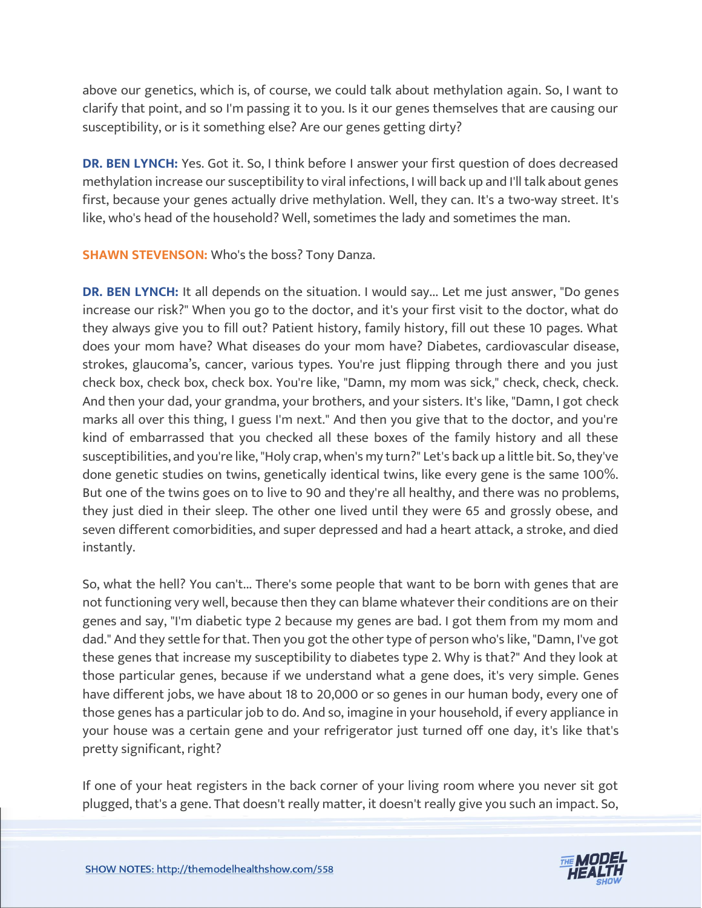above our genetics, which is, of course, we could talk about methylation again. So, I want to clarify that point, and so I'm passing it to you. Is it our genes themselves that are causing our susceptibility, or is it something else? Are our genes getting dirty?

**DR. BEN LYNCH:** Yes. Got it. So, I think before I answer your first question of does decreased methylation increase our susceptibility to viral infections, I will back up and I'll talk about genes first, because your genes actually drive methylation. Well, they can. It's a two-way street. It's like, who's head of the household? Well, sometimes the lady and sometimes the man.

**SHAWN STEVENSON:** Who's the boss? Tony Danza.

**DR. BEN LYNCH:** It all depends on the situation. I would say... Let me just answer, "Do genes increase our risk?" When you go to the doctor, and it's your first visit to the doctor, what do they always give you to fill out? Patient history, family history, fill out these 10 pages. What does your mom have? What diseases do your mom have? Diabetes, cardiovascular disease, strokes, glaucoma's, cancer, various types. You're just flipping through there and you just check box, check box, check box. You're like, "Damn, my mom was sick," check, check, check. And then your dad, your grandma, your brothers, and your sisters. It's like, "Damn, I got check marks all over this thing, I guess I'm next." And then you give that to the doctor, and you're kind of embarrassed that you checked all these boxes of the family history and all these susceptibilities, and you're like, "Holy crap, when's my turn?" Let's back up a little bit. So, they've done genetic studies on twins, genetically identical twins, like every gene is the same 100%. But one of the twins goes on to live to 90 and they're all healthy, and there was no problems, they just died in their sleep. The other one lived until they were 65 and grossly obese, and seven different comorbidities, and super depressed and had a heart attack, a stroke, and died instantly.

So, what the hell? You can't... There's some people that want to be born with genes that are not functioning very well, because then they can blame whatever their conditions are on their genes and say, "I'm diabetic type 2 because my genes are bad. I got them from my mom and dad." And they settle for that. Then you got the other type of person who's like, "Damn, I've got these genes that increase my susceptibility to diabetes type 2. Why is that?" And they look at those particular genes, because if we understand what a gene does, it's very simple. Genes have different jobs, we have about 18 to 20,000 or so genes in our human body, every one of those genes has a particular job to do. And so, imagine in your household, if every appliance in your house was a certain gene and your refrigerator just turned off one day, it's like that's pretty significant, right?

If one of your heat registers in the back corner of your living room where you never sit got plugged, that's a gene. That doesn't really matter, it doesn't really give you such an impact. So,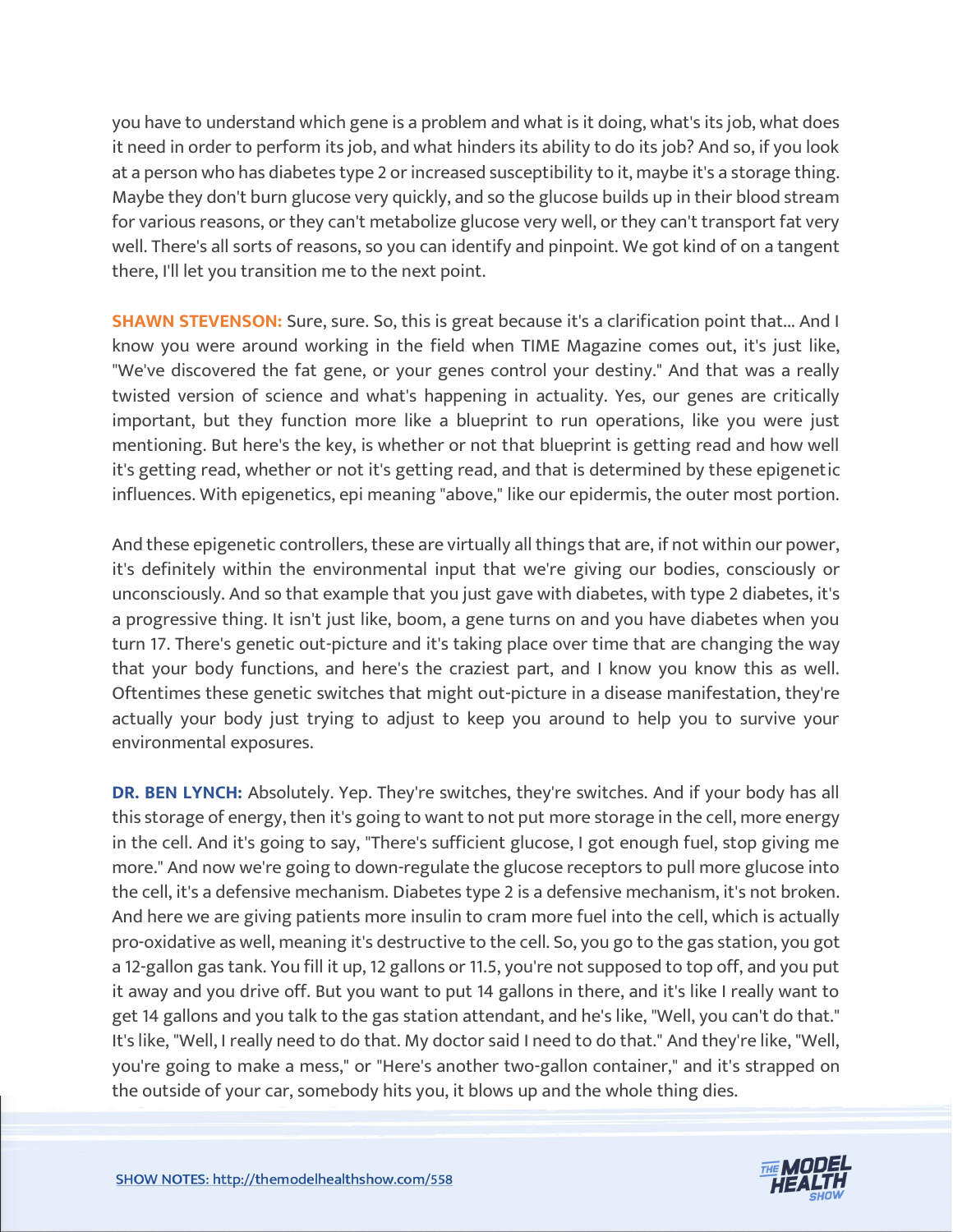you have to understand which gene is a problem and what is it doing, what's its job, what does it need in order to perform its job, and what hinders its ability to do its job? And so, if you look at a person who has diabetes type 2 or increased susceptibility to it, maybe it's a storage thing. Maybe they don't burn glucose very quickly, and so the glucose builds up in their blood stream for various reasons, or they can't metabolize glucose very well, or they can't transport fat very well. There's all sorts of reasons, so you can identify and pinpoint. We got kind of on a tangent there, I'll let you transition me to the next point.

**SHAWN STEVENSON:** Sure, sure. So, this is great because it's a clarification point that... And I know you were around working in the field when TIME Magazine comes out, it's just like, "We've discovered the fat gene, or your genes control your destiny." And that was a really twisted version of science and what's happening in actuality. Yes, our genes are critically important, but they function more like a blueprint to run operations, like you were just mentioning. But here's the key, is whether or not that blueprint is getting read and how well it's getting read, whether or not it's getting read, and that is determined by these epigenetic influences. With epigenetics, epi meaning "above," like our epidermis, the outer most portion.

And these epigenetic controllers, these are virtually all things that are, if not within our power, it's definitely within the environmental input that we're giving our bodies, consciously or unconsciously. And so that example that you just gave with diabetes, with type 2 diabetes, it's a progressive thing. It isn't just like, boom, a gene turns on and you have diabetes when you turn 17. There's genetic out-picture and it's taking place over time that are changing the way that your body functions, and here's the craziest part, and I know you know this as well. Oftentimes these genetic switches that might out-picture in a disease manifestation, they're actually your body just trying to adjust to keep you around to help you to survive your environmental exposures.

**DR. BEN LYNCH:** Absolutely. Yep. They're switches, they're switches. And if your body has all this storage of energy, then it's going to want to not put more storage in the cell, more energy in the cell. And it's going to say, "There's sufficient glucose, I got enough fuel, stop giving me more." And now we're going to down-regulate the glucose receptors to pull more glucose into the cell, it's a defensive mechanism. Diabetes type 2 is a defensive mechanism, it's not broken. And here we are giving patients more insulin to cram more fuel into the cell, which is actually pro-oxidative as well, meaning it's destructive to the cell. So, you go to the gas station, you got a 12-gallon gas tank. You fill it up, 12 gallons or 11.5, you're not supposed to top off, and you put it away and you drive off. But you want to put 14 gallons in there, and it's like I really want to get 14 gallons and you talk to the gas station attendant, and he's like, "Well, you can't do that." It's like, "Well, I really need to do that. My doctor said I need to do that." And they're like, "Well, you're going to make a mess," or "Here's another two-gallon container," and it's strapped on the outside of your car, somebody hits you, it blows up and the whole thing dies.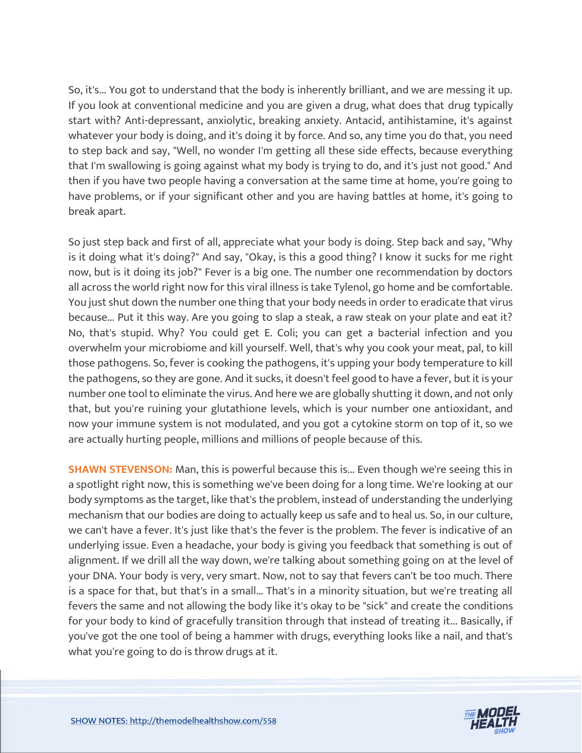So, it's... You got to understand that the body is inherently brilliant, and we are messing it up. If you look at conventional medicine and you are given a drug, what does that drug typically start with? Anti-depressant, anxiolytic, breaking anxiety. Antacid, antihistamine, it's against whatever your body is doing, and it's doing it by force. And so, any time you do that, you need to step back and say, "Well, no wonder I'm getting all these side effects, because everything that I'm swallowing is going against what my body is trying to do, and it's just not good." And then if you have two people having a conversation at the same time at home, you're going to have problems, or if your significant other and you are having battles at home, it's going to break apart.

So just step back and first of all, appreciate what your body is doing. Step back and say, "Why is it doing what it's doing?" And say, "Okay, is this a good thing? I know it sucks for me right now, but is it doing its job?" Fever is a big one. The number one recommendation by doctors all across the world right now for this viral illness is take Tylenol, go home and be comfortable. You just shut down the number one thing that your body needs in order to eradicate that virus because... Put it this way. Are you going to slap a steak, a raw steak on your plate and eat it? No, that's stupid. Why? You could get E. Coli; you can get a bacterial infection and you overwhelm your microbiome and kill yourself. Well, that's why you cook your meat, pal, to kill those pathogens. So, fever is cooking the pathogens, it's upping your body temperature to kill the pathogens, so they are gone. And it sucks, it doesn't feel good to have a fever, but it is your number one tool to eliminate the virus. And here we are globally shutting it down, and not only that, but you're ruining your glutathione levels, which is your number one antioxidant, and now your immune system is not modulated, and you got a cytokine storm on top of it, so we are actually hurting people, millions and millions of people because of this.

**SHAWN STEVENSON:** Man, this is powerful because this is... Even though we're seeing this in a spotlight right now, this is something we've been doing for a long time. We're looking at our body symptoms as the target, like that's the problem, instead of understanding the underlying mechanism that our bodies are doing to actually keep us safe and to heal us. So, in our culture, we can't have a fever. It's just like that's the fever is the problem. The fever is indicative of an underlying issue. Even a headache, your body is giving you feedback that something is out of alignment. If we drill all the way down, we're talking about something going on at the level of your DNA. Your body is very, very smart. Now, not to say that fevers can't be too much. There is a space for that, but that's in a small... That's in a minority situation, but we're treating all fevers the same and not allowing the body like it's okay to be "sick" and create the conditions for your body to kind of gracefully transition through that instead of treating it... Basically, if you've got the one tool of being a hammer with drugs, everything looks like a nail, and that's what you're going to do is throw drugs at it.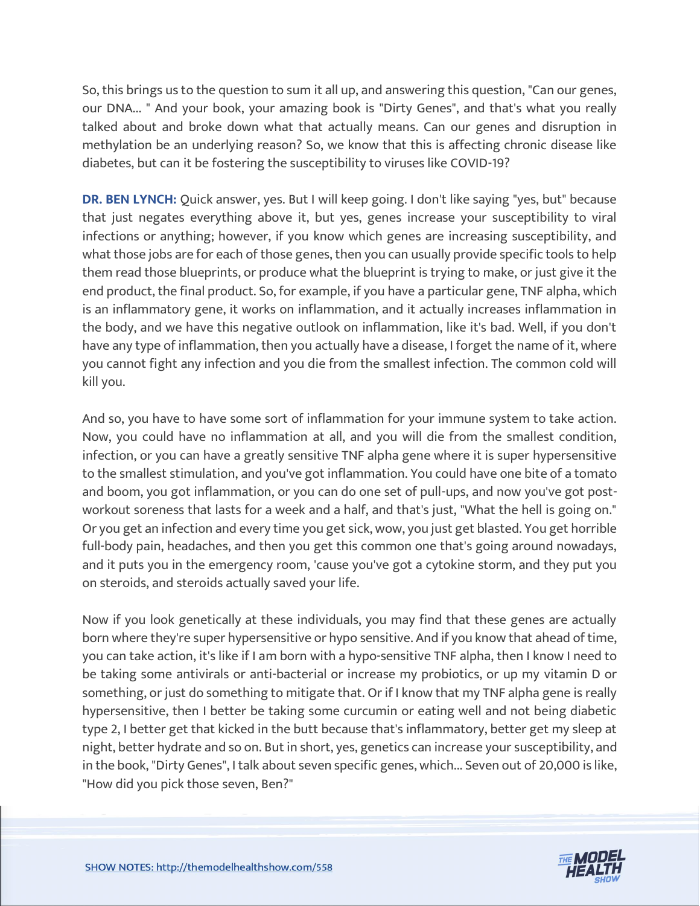So, this brings us to the question to sum it all up, and answering this question, "Can our genes, our DNA... " And your book, your amazing book is "Dirty Genes", and that's what you really talked about and broke down what that actually means. Can our genes and disruption in methylation be an underlying reason? So, we know that this is affecting chronic disease like diabetes, but can it be fostering the susceptibility to viruses like COVID-19?

**DR. BEN LYNCH:** Quick answer, yes. But I will keep going. I don't like saying "yes, but" because that just negates everything above it, but yes, genes increase your susceptibility to viral infections or anything; however, if you know which genes are increasing susceptibility, and what those jobs are for each of those genes, then you can usually provide specific tools to help them read those blueprints, or produce what the blueprint is trying to make, or just give it the end product, the final product. So, for example, if you have a particular gene, TNF alpha, which is an inflammatory gene, it works on inflammation, and it actually increases inflammation in the body, and we have this negative outlook on inflammation, like it's bad. Well, if you don't have any type of inflammation, then you actually have a disease, I forget the name of it, where you cannot fight any infection and you die from the smallest infection. The common cold will kill you.

And so, you have to have some sort of inflammation for your immune system to take action. Now, you could have no inflammation at all, and you will die from the smallest condition, infection, or you can have a greatly sensitive TNF alpha gene where it is super hypersensitive to the smallest stimulation, and you've got inflammation. You could have one bite of a tomato and boom, you got inflammation, or you can do one set of pull-ups, and now you've got post-workout soreness that lasts for a week and a half, and that's just, "What the hell is going on." Or you get an infection and every time you get sick, wow, you just get blasted. You get horrible full-body pain, headaches, and then you get this common one that's going around nowadays, and it puts you in the emergency room, 'cause you've got a cytokine storm, and they put you on steroids, and steroids actually saved your life.

Now if you look genetically at these individuals, you may find that these genes are actually born where they're super hypersensitive or hypo sensitive. And if you know that ahead of time, you can take action, it's like if I am born with a hypo-sensitive TNF alpha, then I know I need to be taking some antivirals or anti-bacterial or increase my probiotics, or up my vitamin D or something, or just do something to mitigate that. Or if I know that my TNF alpha gene is really hypersensitive, then I better be taking some curcumin or eating well and not being diabetic type 2, I better get that kicked in the butt because that's inflammatory, better get my sleep at night, better hydrate and so on. But in short, yes, genetics can increase your susceptibility, and in the book, "Dirty Genes", I talk about seven specific genes, which... Seven out of 20,000 is like, "How did you pick those seven, Ben?"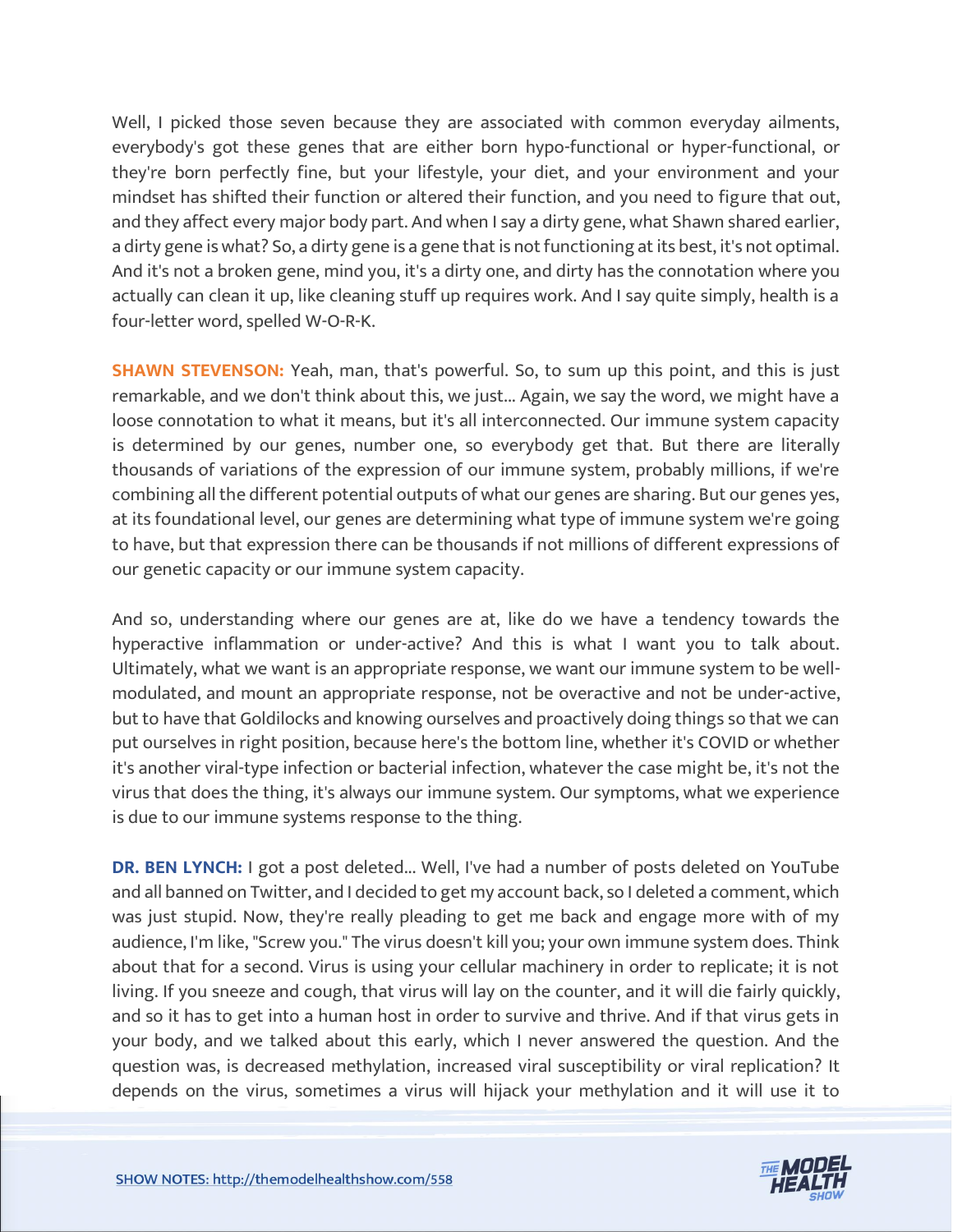Well, I picked those seven because they are associated with common everyday ailments, everybody's got these genes that are either born hypo-functional or hyper-functional, or they're born perfectly fine, but your lifestyle, your diet, and your environment and your mindset has shifted their function or altered their function, and you need to figure that out, and they affect every major body part. And when I say a dirty gene, what Shawn shared earlier, a dirty gene is what? So, a dirty gene is a gene that is not functioning at its best, it's not optimal. And it's not a broken gene, mind you, it's a dirty one, and dirty has the connotation where you actually can clean it up, like cleaning stuff up requires work. And I say quite simply, health is a four-letter word, spelled W-O-R-K.

**SHAWN STEVENSON:** Yeah, man, that's powerful. So, to sum up this point, and this is just remarkable, and we don't think about this, we just... Again, we say the word, we might have a loose connotation to what it means, but it's all interconnected. Our immune system capacity is determined by our genes, number one, so everybody get that. But there are literally thousands of variations of the expression of our immune system, probably millions, if we're combining all the different potential outputs of what our genes are sharing. But our genes yes, at its foundational level, our genes are determining what type of immune system we're going to have, but that expression there can be thousands if not millions of different expressions of our genetic capacity or our immune system capacity.

And so, understanding where our genes are at, like do we have a tendency towards the hyperactive inflammation or under-active? And this is what I want you to talk about. Ultimately, what we want is an appropriate response, we want our immune system to be well-modulated, and mount an appropriate response, not be overactive and not be under-active, but to have that Goldilocks and knowing ourselves and proactively doing things so that we can put ourselves in right position, because here's the bottom line, whether it's COVID or whether it's another viral-type infection or bacterial infection, whatever the case might be, it's not the virus that does the thing, it's always our immune system. Our symptoms, what we experience is due to our immune systems response to the thing.

**DR. BEN LYNCH:** I got a post deleted... Well, I've had a number of posts deleted on YouTube and all banned on Twitter, and I decided to get my account back, so I deleted a comment, which was just stupid. Now, they're really pleading to get me back and engage more with of my audience, I'm like, "Screw you." The virus doesn't kill you; your own immune system does. Think about that for a second. Virus is using your cellular machinery in order to replicate; it is not living. If you sneeze and cough, that virus will lay on the counter, and it will die fairly quickly, and so it has to get into a human host in order to survive and thrive. And if that virus gets in your body, and we talked about this early, which I never answered the question. And the question was, is decreased methylation, increased viral susceptibility or viral replication? It depends on the virus, sometimes a virus will hijack your methylation and it will use it to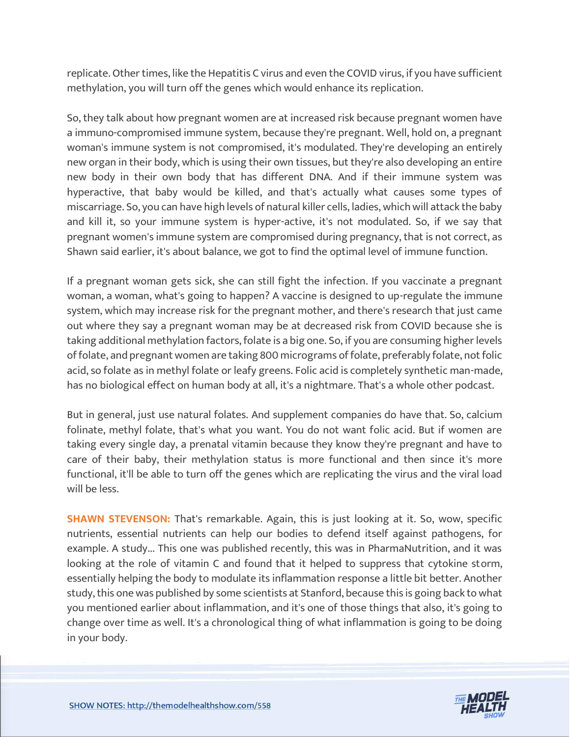replicate. Other times, like the Hepatitis C virus and even the COVID virus, if you have sufficient methylation, you will turn off the genes which would enhance its replication.

So, they talk about how pregnant women are at increased risk because pregnant women have a immuno-compromised immune system, because they're pregnant. Well, hold on, a pregnant woman's immune system is not compromised, it's modulated. They're developing an entirely new organ in their body, which is using their own tissues, but they're also developing an entire new body in their own body that has different DNA. And if their immune system was hyperactive, that baby would be killed, and that's actually what causes some types of miscarriage. So, you can have high levels of natural killer cells, ladies, which will attack the baby and kill it, so your immune system is hyper-active, it's not modulated. So, if we say that pregnant women's immune system are compromised during pregnancy, that is not correct, as Shawn said earlier, it's about balance, we got to find the optimal level of immune function.

If a pregnant woman gets sick, she can still fight the infection. If you vaccinate a pregnant woman, a woman, what's going to happen? A vaccine is designed to up-regulate the immune system, which may increase risk for the pregnant mother, and there's research that just came out where they say a pregnant woman may be at decreased risk from COVID because she is taking additional methylation factors, folate is a big one. So, if you are consuming higher levels of folate, and pregnant women are taking 800 micrograms of folate, preferably folate, not folic acid, so folate as in methyl folate or leafy greens. Folic acid is completely synthetic man-made, has no biological effect on human body at all, it's a nightmare. That's a whole other podcast.

But in general, just use natural folates. And supplement companies do have that. So, calcium folinate, methyl folate, that's what you want. You do not want folic acid. But if women are taking every single day, a prenatal vitamin because they know they're pregnant and have to care of their baby, their methylation status is more functional and then since it's more functional, it'll be able to turn off the genes which are replicating the virus and the viral load will be less.

**SHAWN STEVENSON:** That's remarkable. Again, this is just looking at it. So, wow, specific nutrients, essential nutrients can help our bodies to defend itself against pathogens, for example. A study... This one was published recently, this was in PharmaNutrition, and it was looking at the role of vitamin C and found that it helped to suppress that cytokine storm, essentially helping the body to modulate its inflammation response a little bit better. Another study, this one was published by some scientists at Stanford, because this is going back to what you mentioned earlier about inflammation, and it's one of those things that also, it's going to change over time as well. It's a chronological thing of what inflammation is going to be doing in your body.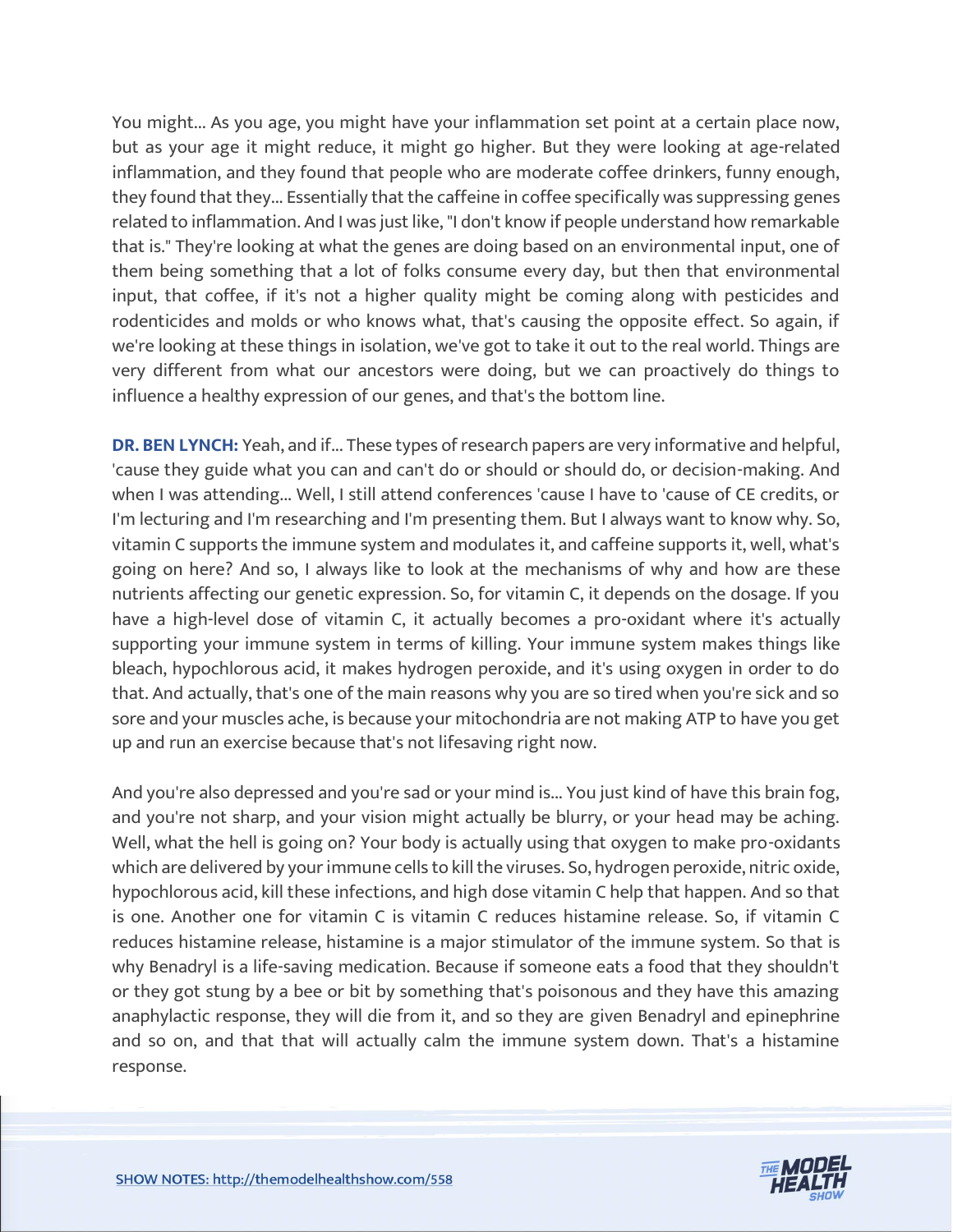You might... As you age, you might have your inflammation set point at a certain place now, but as your age it might reduce, it might go higher. But they were looking at age-related inflammation, and they found that people who are moderate coffee drinkers, funny enough, they found that they... Essentially that the caffeine in coffee specifically was suppressing genes related to inflammation. And I was just like, "I don't know if people understand how remarkable that is." They're looking at what the genes are doing based on an environmental input, one of them being something that a lot of folks consume every day, but then that environmental input, that coffee, if it's not a higher quality might be coming along with pesticides and rodenticides and molds or who knows what, that's causing the opposite effect. So again, if we're looking at these things in isolation, we've got to take it out to the real world. Things are very different from what our ancestors were doing, but we can proactively do things to influence a healthy expression of our genes, and that's the bottom line.

**DR. BEN LYNCH:** Yeah, and if... These types of research papers are very informative and helpful, 'cause they guide what you can and can't do or should or should do, or decision-making. And when I was attending... Well, I still attend conferences 'cause I have to 'cause of CE credits, or I'm lecturing and I'm researching and I'm presenting them. But I always want to know why. So, vitamin C supports the immune system and modulates it, and caffeine supports it, well, what's going on here? And so, I always like to look at the mechanisms of why and how are these nutrients affecting our genetic expression. So, for vitamin C, it depends on the dosage. If you have a high-level dose of vitamin C, it actually becomes a pro-oxidant where it's actually supporting your immune system in terms of killing. Your immune system makes things like bleach, hypochlorous acid, it makes hydrogen peroxide, and it's using oxygen in order to do that. And actually, that's one of the main reasons why you are so tired when you're sick and so sore and your muscles ache, is because your mitochondria are not making ATP to have you get up and run an exercise because that's not lifesaving right now.

And you're also depressed and you're sad or your mind is... You just kind of have this brain fog, and you're not sharp, and your vision might actually be blurry, or your head may be aching. Well, what the hell is going on? Your body is actually using that oxygen to make pro-oxidants which are delivered by your immune cells to kill the viruses. So, hydrogen peroxide, nitric oxide, hypochlorous acid, kill these infections, and high dose vitamin C help that happen. And so that is one. Another one for vitamin C is vitamin C reduces histamine release. So, if vitamin C reduces histamine release, histamine is a major stimulator of the immune system. So that is why Benadryl is a life-saving medication. Because if someone eats a food that they shouldn't or they got stung by a bee or bit by something that's poisonous and they have this amazing anaphylactic response, they will die from it, and so they are given Benadryl and epinephrine and so on, and that that will actually calm the immune system down. That's a histamine response.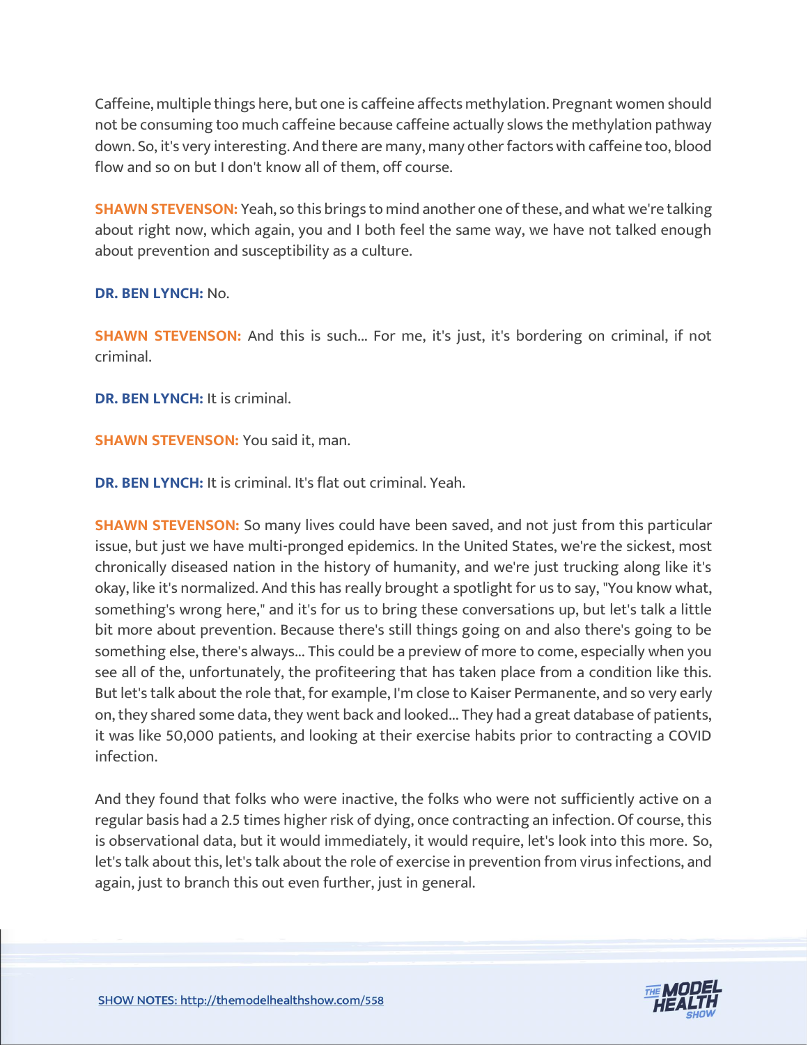Caffeine, multiple things here, but one is caffeine affects methylation. Pregnant women should not be consuming too much caffeine because caffeine actually slows the methylation pathway down. So, it's very interesting. And there are many, many other factors with caffeine too, blood flow and so on but I don't know all of them, off course.

**SHAWN STEVENSON:** Yeah, so this brings to mind another one of these, and what we're talking about right now, which again, you and I both feel the same way, we have not talked enough about prevention and susceptibility as a culture.

**DR. BEN LYNCH:** No.

**SHAWN STEVENSON:** And this is such... For me, it's just, it's bordering on criminal, if not criminal.

**DR. BEN LYNCH:** It is criminal.

**SHAWN STEVENSON:** You said it, man.

**DR. BEN LYNCH:** It is criminal. It's flat out criminal. Yeah.

**SHAWN STEVENSON:** So many lives could have been saved, and not just from this particular issue, but just we have multi-pronged epidemics. In the United States, we're the sickest, most chronically diseased nation in the history of humanity, and we're just trucking along like it's okay, like it's normalized. And this has really brought a spotlight for us to say, "You know what, something's wrong here," and it's for us to bring these conversations up, but let's talk a little bit more about prevention. Because there's still things going on and also there's going to be something else, there's always... This could be a preview of more to come, especially when you see all of the, unfortunately, the profiteering that has taken place from a condition like this. But let's talk about the role that, for example, I'm close to Kaiser Permanente, and so very early on, they shared some data, they went back and looked... They had a great database of patients, it was like 50,000 patients, and looking at their exercise habits prior to contracting a COVID infection.

And they found that folks who were inactive, the folks who were not sufficiently active on a regular basis had a 2.5 times higher risk of dying, once contracting an infection. Of course, this is observational data, but it would immediately, it would require, let's look into this more. So, let's talk about this, let's talk about the role of exercise in prevention from virus infections, and again, just to branch this out even further, just in general.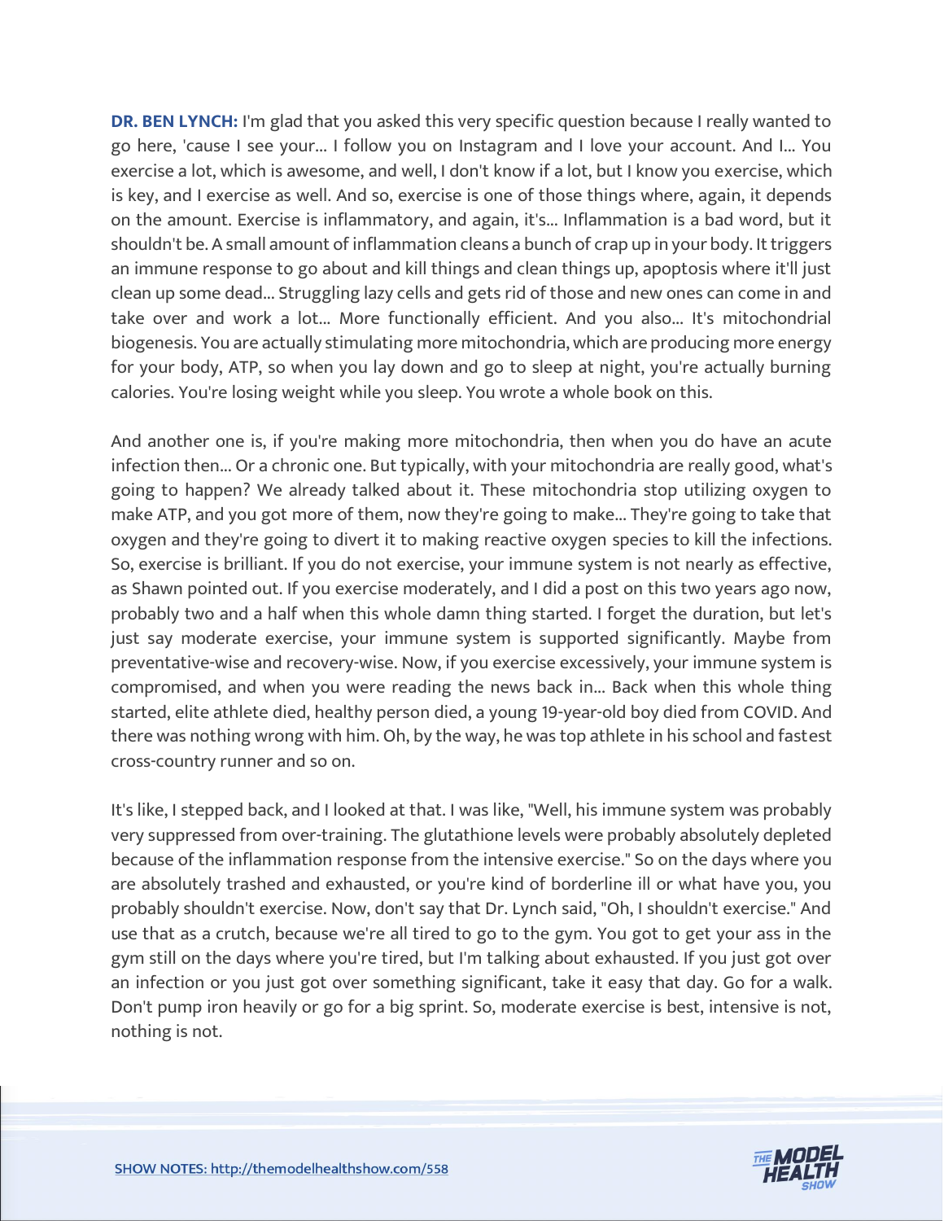**DR. BEN LYNCH:** I'm glad that you asked this very specific question because I really wanted to go here, 'cause I see your... I follow you on Instagram and I love your account. And I... You exercise a lot, which is awesome, and well, I don't know if a lot, but I know you exercise, which is key, and I exercise as well. And so, exercise is one of those things where, again, it depends on the amount. Exercise is inflammatory, and again, it's... Inflammation is a bad word, but it shouldn't be. A small amount of inflammation cleans a bunch of crap up in your body. It triggers an immune response to go about and kill things and clean things up, apoptosis where it'll just clean up some dead... Struggling lazy cells and gets rid of those and new ones can come in and take over and work a lot... More functionally efficient. And you also... It's mitochondrial biogenesis. You are actually stimulating more mitochondria, which are producing more energy for your body, ATP, so when you lay down and go to sleep at night, you're actually burning calories. You're losing weight while you sleep. You wrote a whole book on this.

And another one is, if you're making more mitochondria, then when you do have an acute infection then... Or a chronic one. But typically, with your mitochondria are really good, what's going to happen? We already talked about it. These mitochondria stop utilizing oxygen to make ATP, and you got more of them, now they're going to make... They're going to take that oxygen and they're going to divert it to making reactive oxygen species to kill the infections. So, exercise is brilliant. If you do not exercise, your immune system is not nearly as effective, as Shawn pointed out. If you exercise moderately, and I did a post on this two years ago now, probably two and a half when this whole damn thing started. I forget the duration, but let's just say moderate exercise, your immune system is supported significantly. Maybe from preventative-wise and recovery-wise. Now, if you exercise excessively, your immune system is compromised, and when you were reading the news back in... Back when this whole thing started, elite athlete died, healthy person died, a young 19-year-old boy died from COVID. And there was nothing wrong with him. Oh, by the way, he was top athlete in his school and fastest cross-country runner and so on.

It's like, I stepped back, and I looked at that. I was like, "Well, his immune system was probably very suppressed from over-training. The glutathione levels were probably absolutely depleted because of the inflammation response from the intensive exercise." So on the days where you are absolutely trashed and exhausted, or you're kind of borderline ill or what have you, you probably shouldn't exercise. Now, don't say that Dr. Lynch said, "Oh, I shouldn't exercise." And use that as a crutch, because we're all tired to go to the gym. You got to get your ass in the gym still on the days where you're tired, but I'm talking about exhausted. If you just got over an infection or you just got over something significant, take it easy that day. Go for a walk. Don't pump iron heavily or go for a big sprint. So, moderate exercise is best, intensive is not, nothing is not.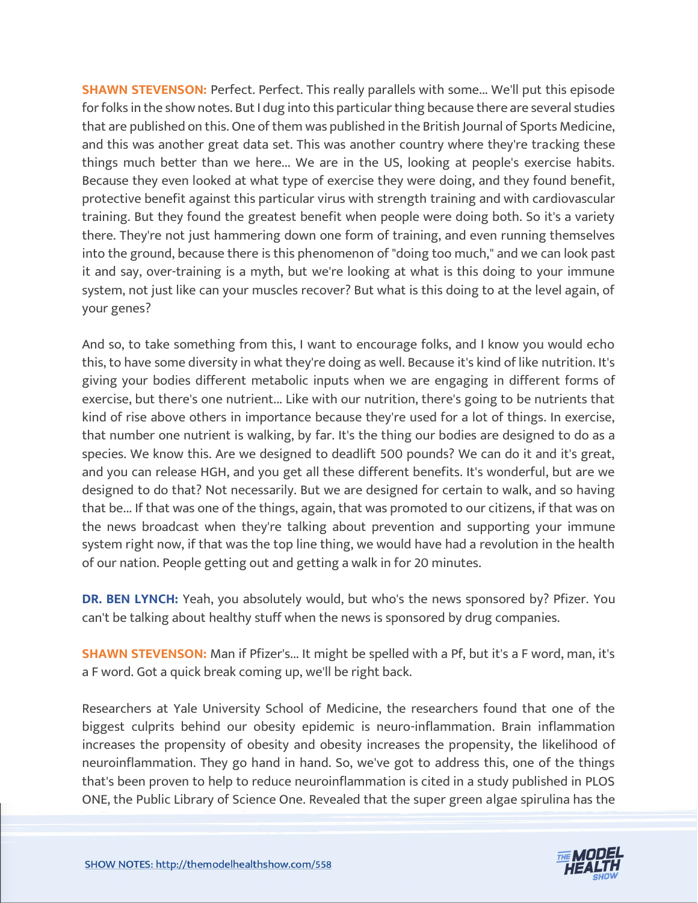**SHAWN STEVENSON:** Perfect. Perfect. This really parallels with some... We'll put this episode for folks in the show notes. But I dug into this particular thing because there are several studies that are published on this. One of them was published in the British Journal of Sports Medicine, and this was another great data set. This was another country where they're tracking these things much better than we here... We are in the US, looking at people's exercise habits. Because they even looked at what type of exercise they were doing, and they found benefit, protective benefit against this particular virus with strength training and with cardiovascular training. But they found the greatest benefit when people were doing both. So it's a variety there. They're not just hammering down one form of training, and even running themselves into the ground, because there is this phenomenon of "doing too much," and we can look past it and say, over-training is a myth, but we're looking at what is this doing to your immune system, not just like can your muscles recover? But what is this doing to at the level again, of your genes?

And so, to take something from this, I want to encourage folks, and I know you would echo this, to have some diversity in what they're doing as well. Because it's kind of like nutrition. It's giving your bodies different metabolic inputs when we are engaging in different forms of exercise, but there's one nutrient... Like with our nutrition, there's going to be nutrients that kind of rise above others in importance because they're used for a lot of things. In exercise, that number one nutrient is walking, by far. It's the thing our bodies are designed to do as a species. We know this. Are we designed to deadlift 500 pounds? We can do it and it's great, and you can release HGH, and you get all these different benefits. It's wonderful, but are we designed to do that? Not necessarily. But we are designed for certain to walk, and so having that be... If that was one of the things, again, that was promoted to our citizens, if that was on the news broadcast when they're talking about prevention and supporting your immune system right now, if that was the top line thing, we would have had a revolution in the health of our nation. People getting out and getting a walk in for 20 minutes.

**DR. BEN LYNCH:** Yeah, you absolutely would, but who's the news sponsored by? Pfizer. You can't be talking about healthy stuff when the news is sponsored by drug companies.

**SHAWN STEVENSON:** Man if Pfizer's... It might be spelled with a Pf, but it's a F word, man, it's a F word. Got a quick break coming up, we'll be right back.

Researchers at Yale University School of Medicine, the researchers found that one of the biggest culprits behind our obesity epidemic is neuro-inflammation. Brain inflammation increases the propensity of obesity and obesity increases the propensity, the likelihood of neuroinflammation. They go hand in hand. So, we've got to address this, one of the things that's been proven to help to reduce neuroinflammation is cited in a study published in PLOS ONE, the Public Library of Science One. Revealed that the super green algae spirulina has the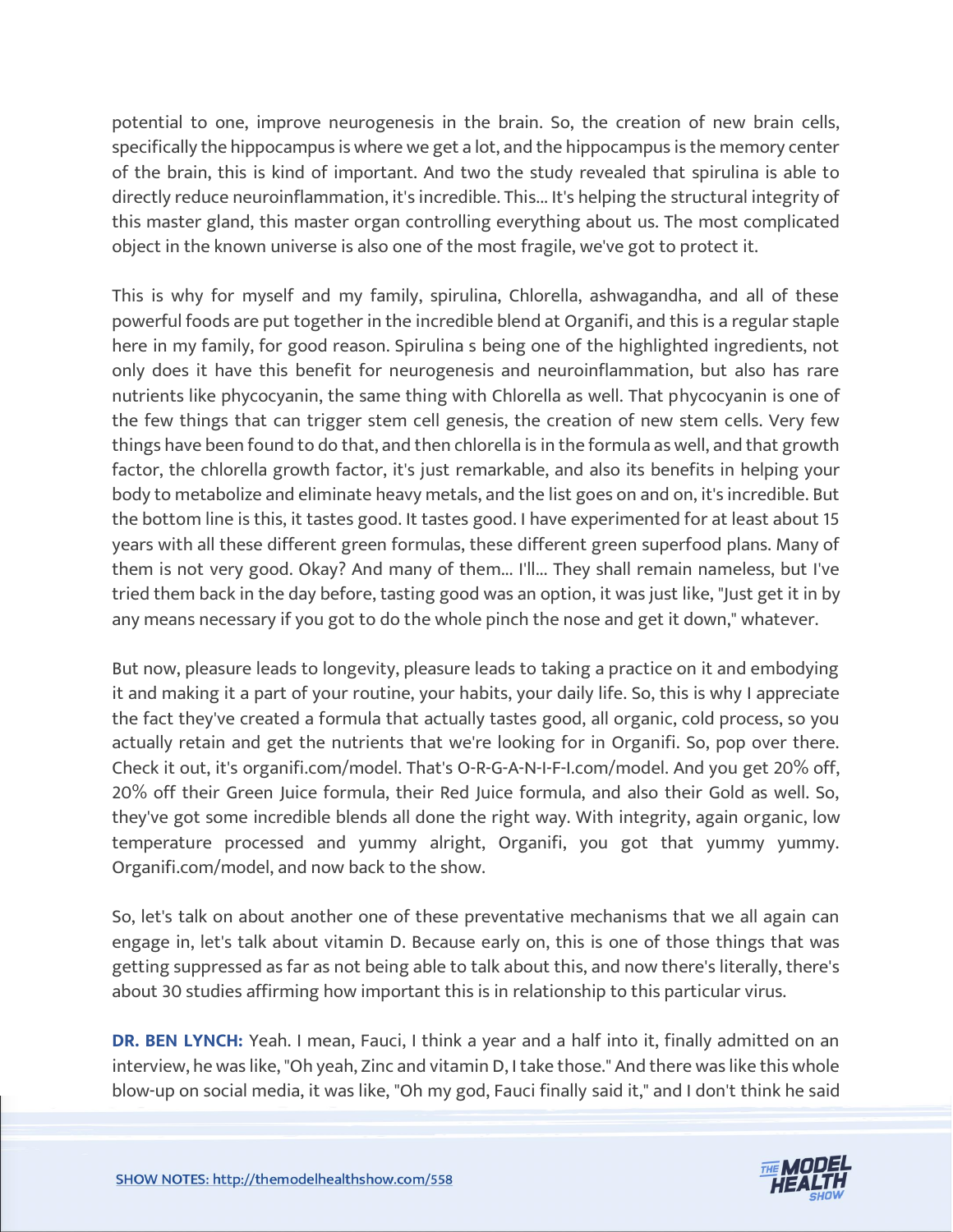potential to one, improve neurogenesis in the brain. So, the creation of new brain cells, specifically the hippocampus is where we get a lot, and the hippocampus is the memory center of the brain, this is kind of important. And two the study revealed that spirulina is able to directly reduce neuroinflammation, it's incredible. This... It's helping the structural integrity of this master gland, this master organ controlling everything about us. The most complicated object in the known universe is also one of the most fragile, we've got to protect it.

This is why for myself and my family, spirulina, Chlorella, ashwagandha, and all of these powerful foods are put together in the incredible blend at Organifi, and this is a regular staple here in my family, for good reason. Spirulina s being one of the highlighted ingredients, not only does it have this benefit for neurogenesis and neuroinflammation, but also has rare nutrients like phycocyanin, the same thing with Chlorella as well. That phycocyanin is one of the few things that can trigger stem cell genesis, the creation of new stem cells. Very few things have been found to do that, and then chlorella is in the formula as well, and that growth factor, the chlorella growth factor, it's just remarkable, and also its benefits in helping your body to metabolize and eliminate heavy metals, and the list goes on and on, it's incredible. But the bottom line is this, it tastes good. It tastes good. I have experimented for at least about 15 years with all these different green formulas, these different green superfood plans. Many of them is not very good. Okay? And many of them... I'll... They shall remain nameless, but I've tried them back in the day before, tasting good was an option, it was just like, "Just get it in by any means necessary if you got to do the whole pinch the nose and get it down," whatever.

But now, pleasure leads to longevity, pleasure leads to taking a practice on it and embodying it and making it a part of your routine, your habits, your daily life. So, this is why I appreciate the fact they've created a formula that actually tastes good, all organic, cold process, so you actually retain and get the nutrients that we're looking for in Organifi. So, pop over there. Check it out, it's organifi.com/model. That's O-R-G-A-N-I-F-I.com/model. And you get 20% off, 20% off their Green Juice formula, their Red Juice formula, and also their Gold as well. So, they've got some incredible blends all done the right way. With integrity, again organic, low temperature processed and yummy alright, Organifi, you got that yummy yummy. Organifi.com/model, and now back to the show.

So, let's talk on about another one of these preventative mechanisms that we all again can engage in, let's talk about vitamin D. Because early on, this is one of those things that was getting suppressed as far as not being able to talk about this, and now there's literally, there's about 30 studies affirming how important this is in relationship to this particular virus.

**DR. BEN LYNCH:** Yeah. I mean, Fauci, I think a year and a half into it, finally admitted on an interview, he was like, "Oh yeah, Zinc and vitamin D, I take those." And there was like this whole blow-up on social media, it was like, "Oh my god, Fauci finally said it," and I don't think he said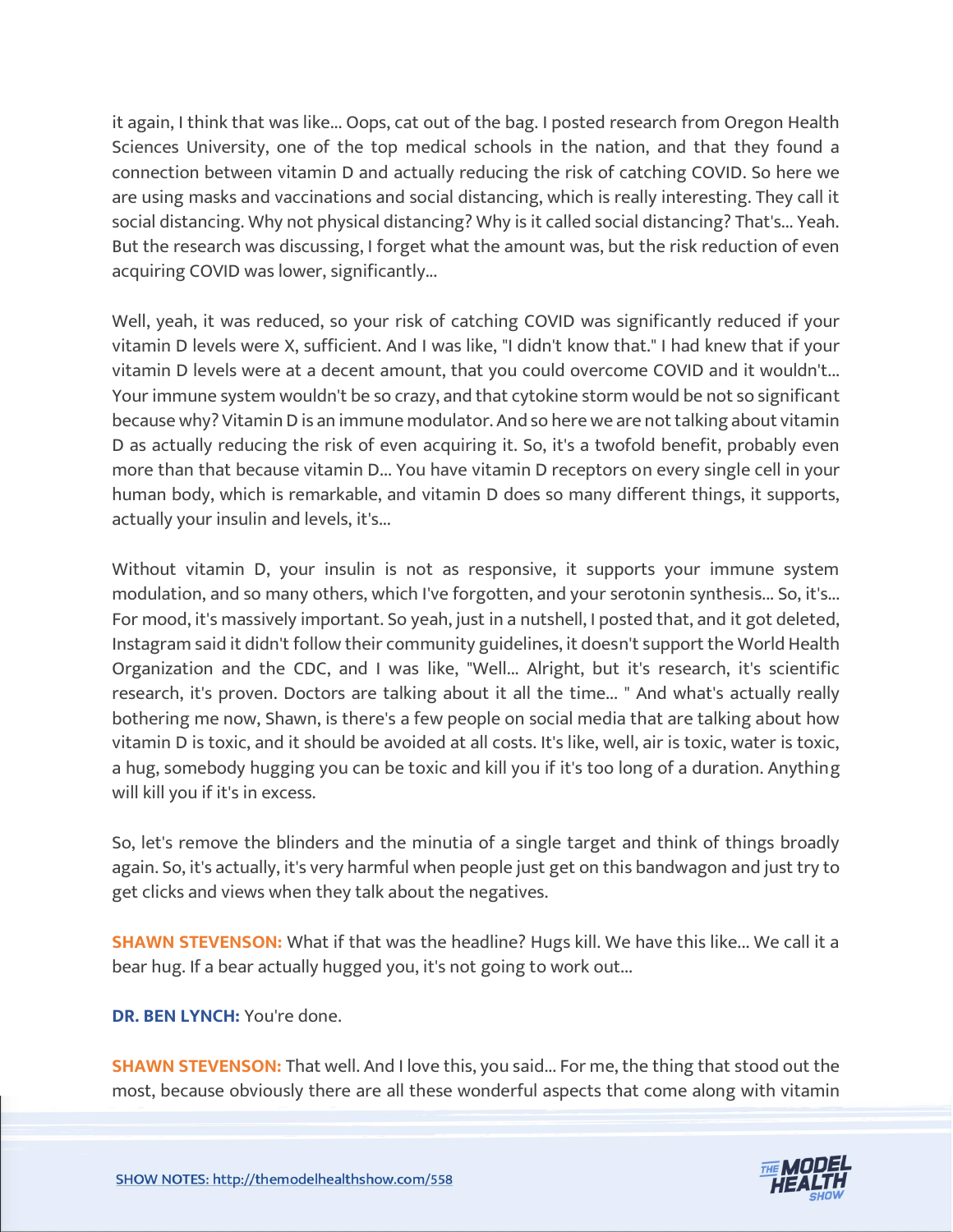it again, I think that was like... Oops, cat out of the bag. I posted research from Oregon Health Sciences University, one of the top medical schools in the nation, and that they found a connection between vitamin D and actually reducing the risk of catching COVID. So here we are using masks and vaccinations and social distancing, which is really interesting. They call it social distancing. Why not physical distancing? Why is it called social distancing? That's... Yeah. But the research was discussing, I forget what the amount was, but the risk reduction of even acquiring COVID was lower, significantly...

Well, yeah, it was reduced, so your risk of catching COVID was significantly reduced if your vitamin D levels were X, sufficient. And I was like, "I didn't know that." I had knew that if your vitamin D levels were at a decent amount, that you could overcome COVID and it wouldn't... Your immune system wouldn't be so crazy, and that cytokine storm would be not so significant because why? Vitamin D is an immune modulator. And so here we are not talking about vitamin D as actually reducing the risk of even acquiring it. So, it's a twofold benefit, probably even more than that because vitamin D... You have vitamin D receptors on every single cell in your human body, which is remarkable, and vitamin D does so many different things, it supports, actually your insulin and levels, it's...

Without vitamin D, your insulin is not as responsive, it supports your immune system modulation, and so many others, which I've forgotten, and your serotonin synthesis... So, it's... For mood, it's massively important. So yeah, just in a nutshell, I posted that, and it got deleted, Instagram said it didn't follow their community guidelines, it doesn't support the World Health Organization and the CDC, and I was like, "Well... Alright, but it's research, it's scientific research, it's proven. Doctors are talking about it all the time... " And what's actually really bothering me now, Shawn, is there's a few people on social media that are talking about how vitamin D is toxic, and it should be avoided at all costs. It's like, well, air is toxic, water is toxic, a hug, somebody hugging you can be toxic and kill you if it's too long of a duration. Anything will kill you if it's in excess.

So, let's remove the blinders and the minutia of a single target and think of things broadly again. So, it's actually, it's very harmful when people just get on this bandwagon and just try to get clicks and views when they talk about the negatives.

**SHAWN STEVENSON:** What if that was the headline? Hugs kill. We have this like... We call it a bear hug. If a bear actually hugged you, it's not going to work out...

**DR. BEN LYNCH:** You're done.

**SHAWN STEVENSON:** That well. And I love this, you said... For me, the thing that stood out the most, because obviously there are all these wonderful aspects that come along with vitamin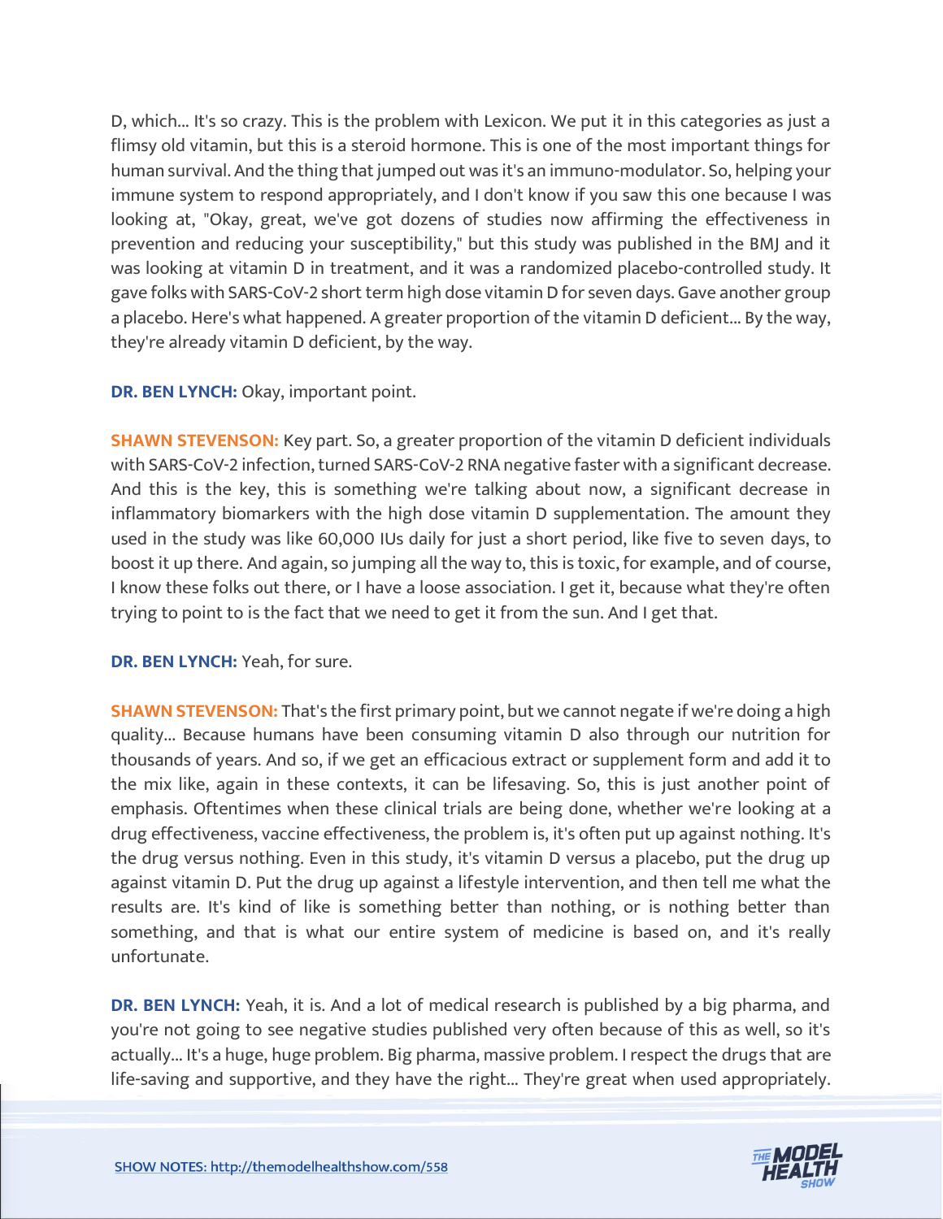D, which... It's so crazy. This is the problem with Lexicon. We put it in this categories as just a flimsy old vitamin, but this is a steroid hormone. This is one of the most important things for human survival. And the thing that jumped out was it's an immuno-modulator. So, helping your immune system to respond appropriately, and I don't know if you saw this one because I was looking at, "Okay, great, we've got dozens of studies now affirming the effectiveness in prevention and reducing your susceptibility," but this study was published in the BMJ and it was looking at vitamin D in treatment, and it was a randomized placebo-controlled study. It gave folks with SARS-CoV-2 short term high dose vitamin D for seven days. Gave another group a placebo. Here's what happened. A greater proportion of the vitamin D deficient... By the way, they're already vitamin D deficient, by the way.

**DR. BEN LYNCH:** Okay, important point.

**SHAWN STEVENSON:** Key part. So, a greater proportion of the vitamin D deficient individuals with SARS-CoV-2 infection, turned SARS-CoV-2 RNA negative faster with a significant decrease. And this is the key, this is something we're talking about now, a significant decrease in inflammatory biomarkers with the high dose vitamin D supplementation. The amount they used in the study was like 60,000 IUs daily for just a short period, like five to seven days, to boost it up there. And again, so jumping all the way to, this is toxic, for example, and of course, I know these folks out there, or I have a loose association. I get it, because what they're often trying to point to is the fact that we need to get it from the sun. And I get that.

**DR. BEN LYNCH:** Yeah, for sure.

**SHAWN STEVENSON:** That's the first primary point, but we cannot negate if we're doing a high quality... Because humans have been consuming vitamin D also through our nutrition for thousands of years. And so, if we get an efficacious extract or supplement form and add it to the mix like, again in these contexts, it can be lifesaving. So, this is just another point of emphasis. Oftentimes when these clinical trials are being done, whether we're looking at a drug effectiveness, vaccine effectiveness, the problem is, it's often put up against nothing. It's the drug versus nothing. Even in this study, it's vitamin D versus a placebo, put the drug up against vitamin D. Put the drug up against a lifestyle intervention, and then tell me what the results are. It's kind of like is something better than nothing, or is nothing better than something, and that is what our entire system of medicine is based on, and it's really unfortunate.

**DR. BEN LYNCH:** Yeah, it is. And a lot of medical research is published by a big pharma, and you're not going to see negative studies published very often because of this as well, so it's actually... It's a huge, huge problem. Big pharma, massive problem. I respect the drugs that are life-saving and supportive, and they have the right... They're great when used appropriately.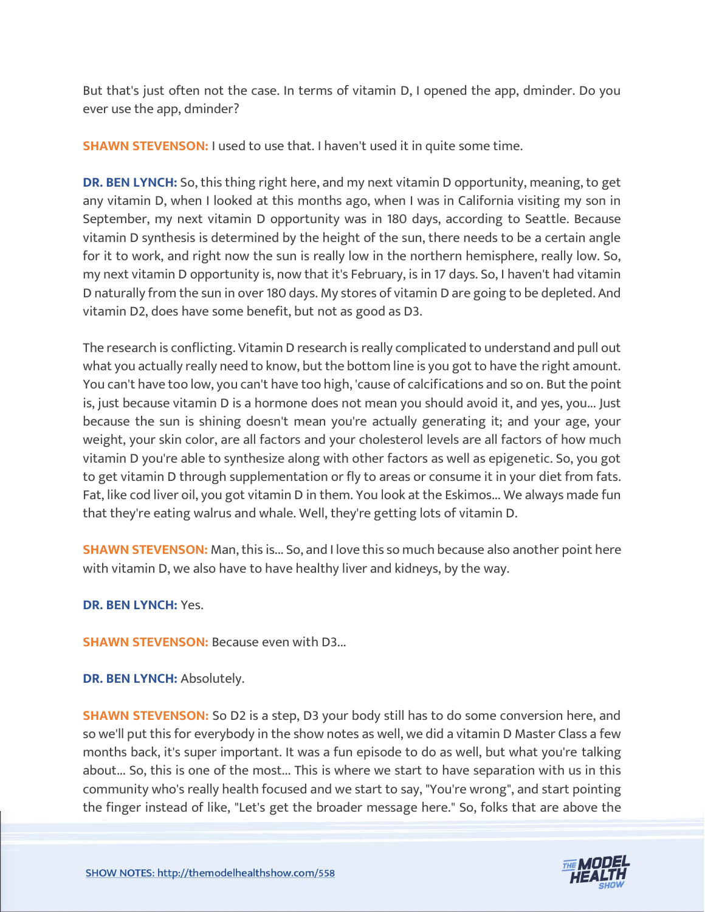But that's just often not the case. In terms of vitamin D, I opened the app, dminder. Do you ever use the app, dminder?

**SHAWN STEVENSON:** I used to use that. I haven't used it in quite some time.

**DR. BEN LYNCH:** So, this thing right here, and my next vitamin D opportunity, meaning, to get any vitamin D, when I looked at this months ago, when I was in California visiting my son in September, my next vitamin D opportunity was in 180 days, according to Seattle. Because vitamin D synthesis is determined by the height of the sun, there needs to be a certain angle for it to work, and right now the sun is really low in the northern hemisphere, really low. So, my next vitamin D opportunity is, now that it's February, is in 17 days. So, I haven't had vitamin D naturally from the sun in over 180 days. My stores of vitamin D are going to be depleted. And vitamin D2, does have some benefit, but not as good as D3.

The research is conflicting. Vitamin D research is really complicated to understand and pull out what you actually really need to know, but the bottom line is you got to have the right amount. You can't have too low, you can't have too high, 'cause of calcifications and so on. But the point is, just because vitamin D is a hormone does not mean you should avoid it, and yes, you... Just because the sun is shining doesn't mean you're actually generating it; and your age, your weight, your skin color, are all factors and your cholesterol levels are all factors of how much vitamin D you're able to synthesize along with other factors as well as epigenetic. So, you got to get vitamin D through supplementation or fly to areas or consume it in your diet from fats. Fat, like cod liver oil, you got vitamin D in them. You look at the Eskimos... We always made fun that they're eating walrus and whale. Well, they're getting lots of vitamin D.

**SHAWN STEVENSON:** Man, this is... So, and I love this so much because also another point here with vitamin D, we also have to have healthy liver and kidneys, by the way.

**DR. BEN LYNCH:** Yes.

**SHAWN STEVENSON:** Because even with D3...

**DR. BEN LYNCH:** Absolutely.

**SHAWN STEVENSON:** So D2 is a step, D3 your body still has to do some conversion here, and so we'll put this for everybody in the show notes as well, we did a vitamin D Master Class a few months back, it's super important. It was a fun episode to do as well, but what you're talking about... So, this is one of the most... This is where we start to have separation with us in this community who's really health focused and we start to say, "You're wrong", and start pointing the finger instead of like, "Let's get the broader message here." So, folks that are above the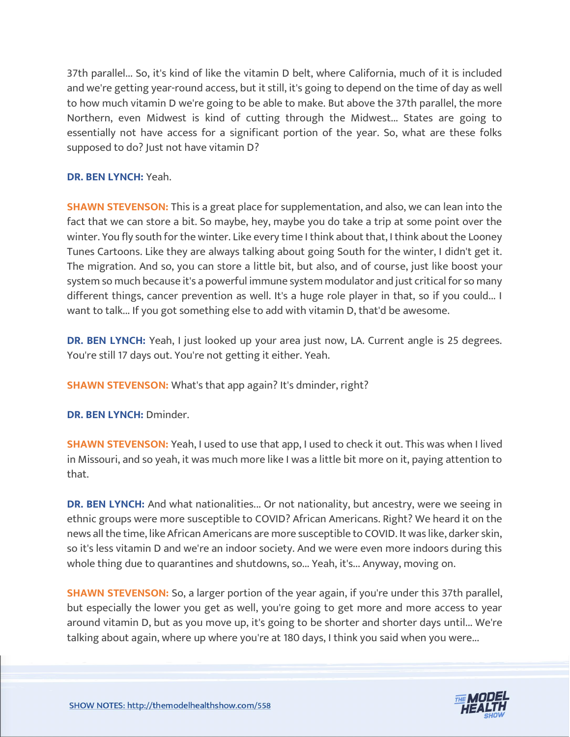37th parallel... So, it's kind of like the vitamin D belt, where California, much of it is included and we're getting year-round access, but it still, it's going to depend on the time of day as well to how much vitamin D we're going to be able to make. But above the 37th parallel, the more Northern, even Midwest is kind of cutting through the Midwest... States are going to essentially not have access for a significant portion of the year. So, what are these folks supposed to do? Just not have vitamin D?

**DR. BEN LYNCH:** Yeah.

**SHAWN STEVENSON:** This is a great place for supplementation, and also, we can lean into the fact that we can store a bit. So maybe, hey, maybe you do take a trip at some point over the winter. You fly south for the winter. Like every time I think about that, I think about the Looney Tunes Cartoons. Like they are always talking about going South for the winter, I didn't get it. The migration. And so, you can store a little bit, but also, and of course, just like boost your system so much because it's a powerful immune system modulator and just critical for so many different things, cancer prevention as well. It's a huge role player in that, so if you could... I want to talk... If you got something else to add with vitamin D, that'd be awesome.

**DR. BEN LYNCH:** Yeah, I just looked up your area just now, LA. Current angle is 25 degrees. You're still 17 days out. You're not getting it either. Yeah.

**SHAWN STEVENSON:** What's that app again? It's dminder, right?

**DR. BEN LYNCH:** Dminder.

**SHAWN STEVENSON:** Yeah, I used to use that app, I used to check it out. This was when I lived in Missouri, and so yeah, it was much more like I was a little bit more on it, paying attention to that.

**DR. BEN LYNCH:** And what nationalities... Or not nationality, but ancestry, were we seeing in ethnic groups were more susceptible to COVID? African Americans. Right? We heard it on the news all the time, like African Americans are more susceptible to COVID. It was like, darker skin, so it's less vitamin D and we're an indoor society. And we were even more indoors during this whole thing due to quarantines and shutdowns, so... Yeah, it's... Anyway, moving on.

**SHAWN STEVENSON:** So, a larger portion of the year again, if you're under this 37th parallel, but especially the lower you get as well, you're going to get more and more access to year around vitamin D, but as you move up, it's going to be shorter and shorter days until... We're talking about again, where up where you're at 180 days, I think you said when you were...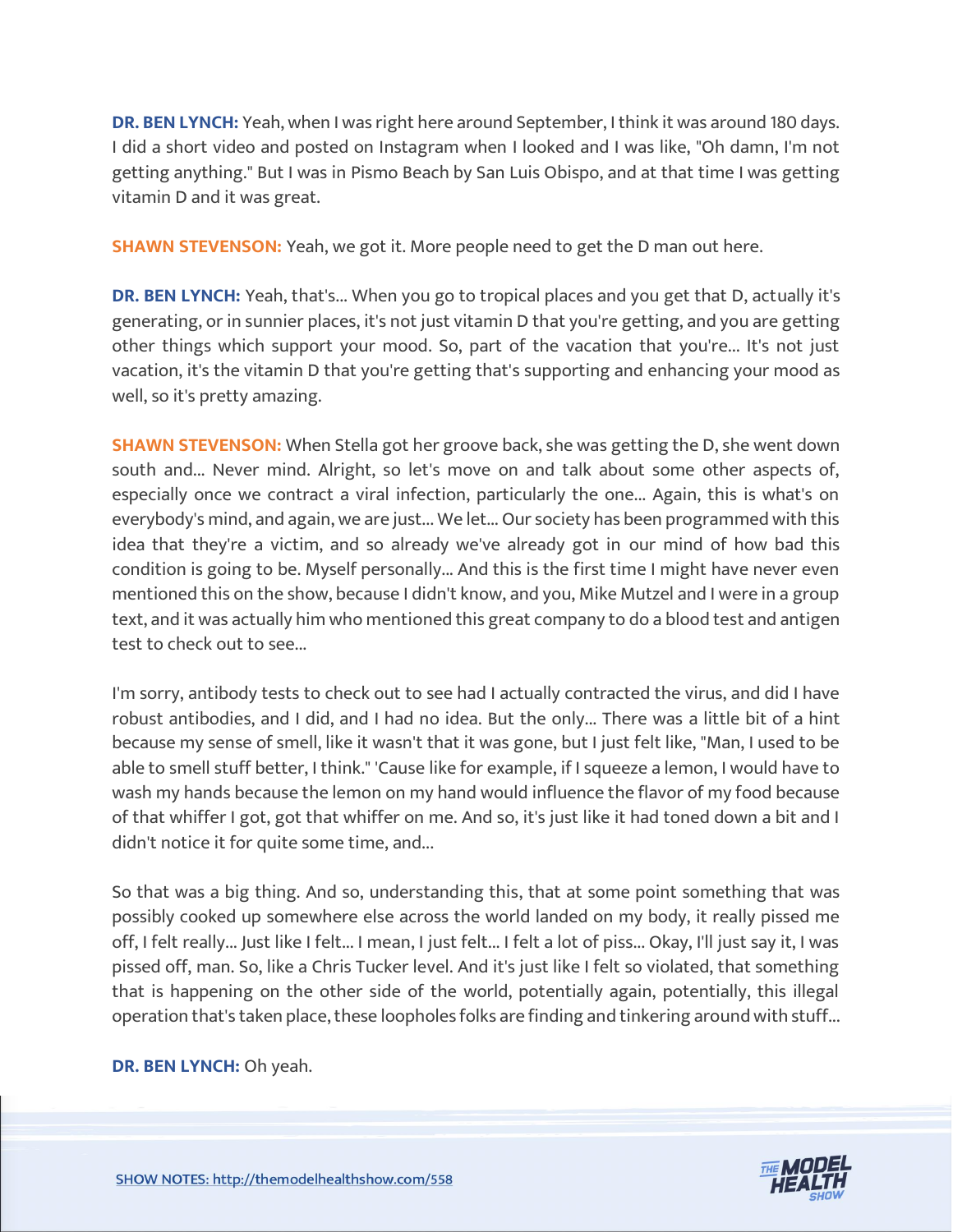**DR. BEN LYNCH:** Yeah, when I was right here around September, I think it was around 180 days. I did a short video and posted on Instagram when I looked and I was like, "Oh damn, I'm not getting anything." But I was in Pismo Beach by San Luis Obispo, and at that time I was getting vitamin D and it was great.

**SHAWN STEVENSON:** Yeah, we got it. More people need to get the D man out here.

**DR. BEN LYNCH:** Yeah, that's... When you go to tropical places and you get that D, actually it's generating, or in sunnier places, it's not just vitamin D that you're getting, and you are getting other things which support your mood. So, part of the vacation that you're... It's not just vacation, it's the vitamin D that you're getting that's supporting and enhancing your mood as well, so it's pretty amazing.

**SHAWN STEVENSON:** When Stella got her groove back, she was getting the D, she went down south and... Never mind. Alright, so let's move on and talk about some other aspects of, especially once we contract a viral infection, particularly the one... Again, this is what's on everybody's mind, and again, we are just... We let... Our society has been programmed with this idea that they're a victim, and so already we've already got in our mind of how bad this condition is going to be. Myself personally... And this is the first time I might have never even mentioned this on the show, because I didn't know, and you, Mike Mutzel and I were in a group text, and it was actually him who mentioned this great company to do a blood test and antigen test to check out to see...

I'm sorry, antibody tests to check out to see had I actually contracted the virus, and did I have robust antibodies, and I did, and I had no idea. But the only... There was a little bit of a hint because my sense of smell, like it wasn't that it was gone, but I just felt like, "Man, I used to be able to smell stuff better, I think." 'Cause like for example, if I squeeze a lemon, I would have to wash my hands because the lemon on my hand would influence the flavor of my food because of that whiffer I got, got that whiffer on me. And so, it's just like it had toned down a bit and I didn't notice it for quite some time, and...

So that was a big thing. And so, understanding this, that at some point something that was possibly cooked up somewhere else across the world landed on my body, it really pissed me off, I felt really... Just like I felt... I mean, I just felt... I felt a lot of piss... Okay, I'll just say it, I was pissed off, man. So, like a Chris Tucker level. And it's just like I felt so violated, that something that is happening on the other side of the world, potentially again, potentially, this illegal operation that's taken place, these loopholes folks are finding and tinkering around with stuff...

**DR. BEN LYNCH:** Oh yeah.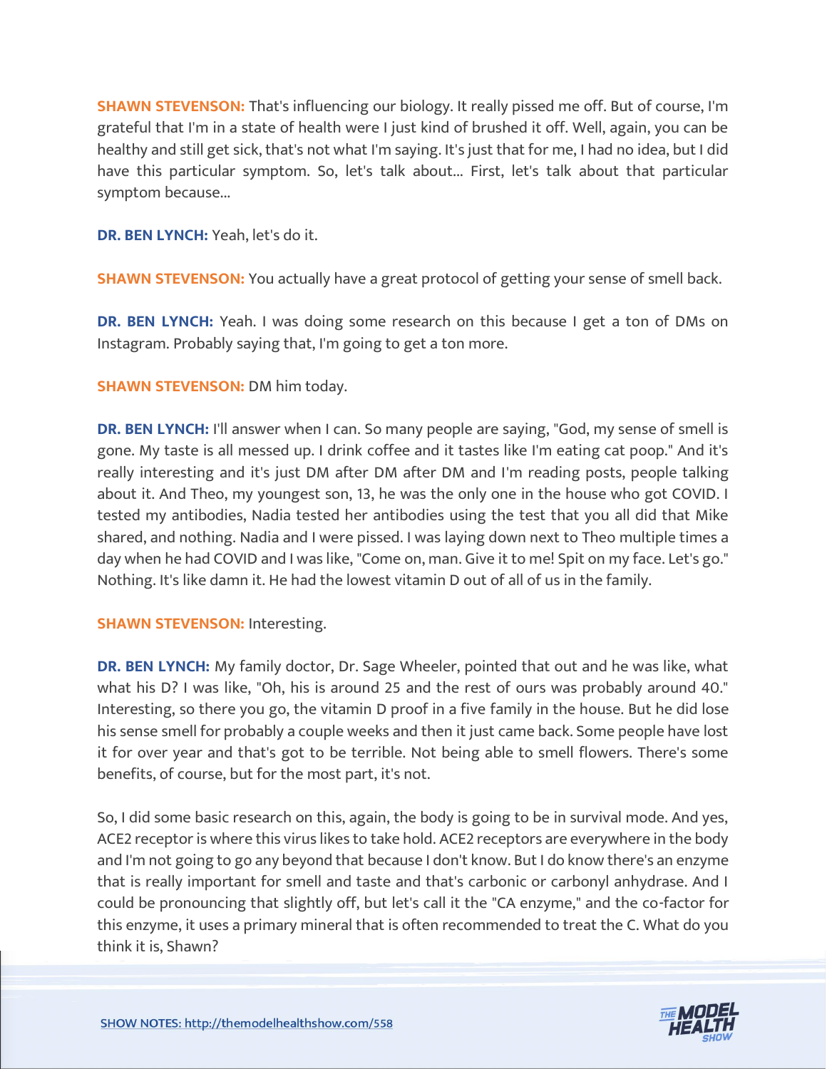**SHAWN STEVENSON:** That's influencing our biology. It really pissed me off. But of course, I'm grateful that I'm in a state of health were I just kind of brushed it off. Well, again, you can be healthy and still get sick, that's not what I'm saying. It's just that for me, I had no idea, but I did have this particular symptom. So, let's talk about... First, let's talk about that particular symptom because...

**DR. BEN LYNCH:** Yeah, let's do it.

**SHAWN STEVENSON:** You actually have a great protocol of getting your sense of smell back.

**DR. BEN LYNCH:** Yeah. I was doing some research on this because I get a ton of DMs on Instagram. Probably saying that, I'm going to get a ton more.

**SHAWN STEVENSON:** DM him today.

**DR. BEN LYNCH:** I'll answer when I can. So many people are saying, "God, my sense of smell is gone. My taste is all messed up. I drink coffee and it tastes like I'm eating cat poop." And it's really interesting and it's just DM after DM after DM and I'm reading posts, people talking about it. And Theo, my youngest son, 13, he was the only one in the house who got COVID. I tested my antibodies, Nadia tested her antibodies using the test that you all did that Mike shared, and nothing. Nadia and I were pissed. I was laying down next to Theo multiple times a day when he had COVID and I was like, "Come on, man. Give it to me! Spit on my face. Let's go." Nothing. It's like damn it. He had the lowest vitamin D out of all of us in the family.

**SHAWN STEVENSON:** Interesting.

**DR. BEN LYNCH:** My family doctor, Dr. Sage Wheeler, pointed that out and he was like, what what his D? I was like, "Oh, his is around 25 and the rest of ours was probably around 40." Interesting, so there you go, the vitamin D proof in a five family in the house. But he did lose his sense smell for probably a couple weeks and then it just came back. Some people have lost it for over year and that's got to be terrible. Not being able to smell flowers. There's some benefits, of course, but for the most part, it's not.

So, I did some basic research on this, again, the body is going to be in survival mode. And yes, ACE2 receptor is where this virus likes to take hold. ACE2 receptors are everywhere in the body and I'm not going to go any beyond that because I don't know. But I do know there's an enzyme that is really important for smell and taste and that's carbonic or carbonyl anhydrase. And I could be pronouncing that slightly off, but let's call it the "CA enzyme," and the co-factor for this enzyme, it uses a primary mineral that is often recommended to treat the C. What do you think it is, Shawn?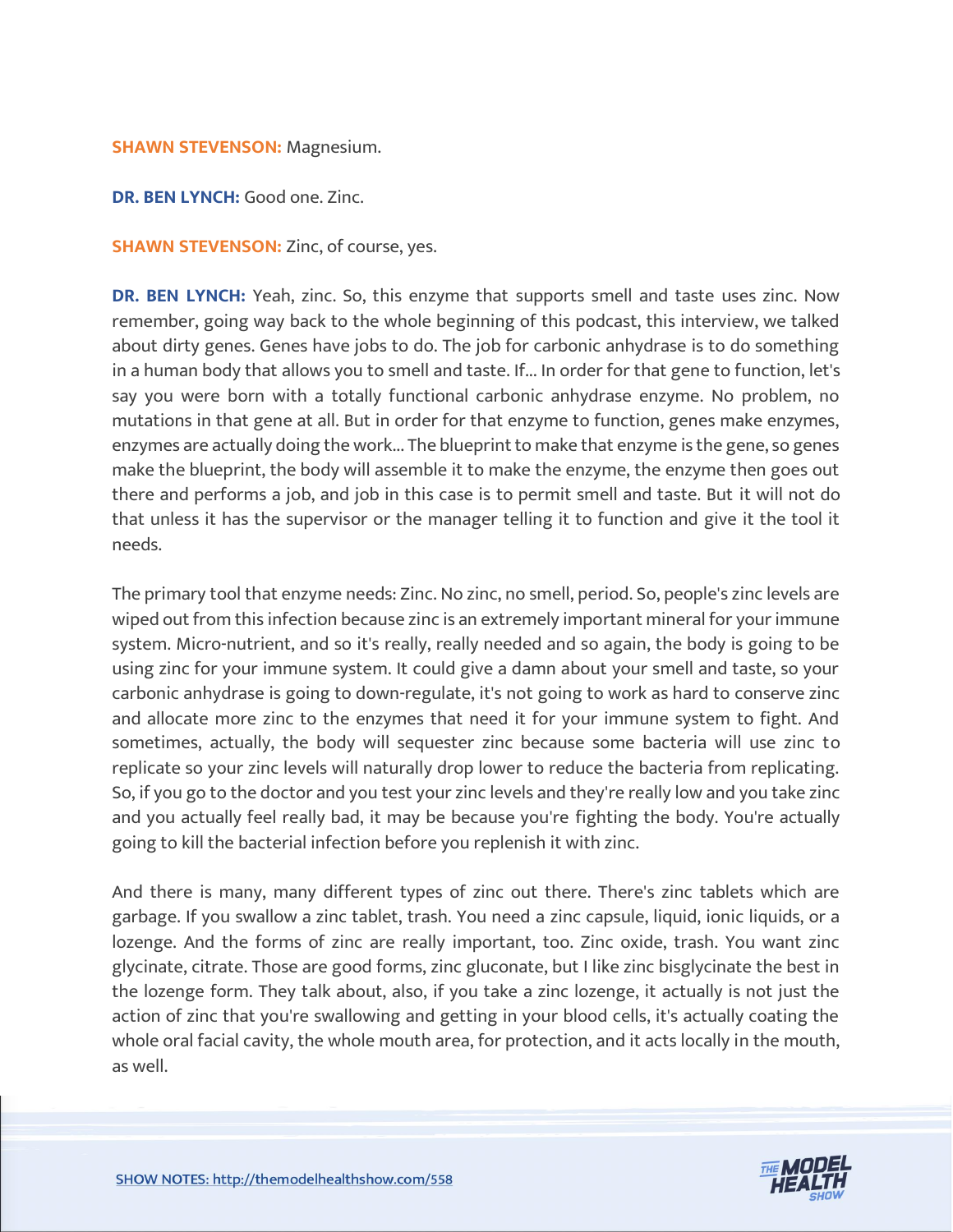**SHAWN STEVENSON:** Magnesium.

**DR. BEN LYNCH:** Good one. Zinc.

**SHAWN STEVENSON:** Zinc, of course, yes.

**DR. BEN LYNCH:** Yeah, zinc. So, this enzyme that supports smell and taste uses zinc. Now remember, going way back to the whole beginning of this podcast, this interview, we talked about dirty genes. Genes have jobs to do. The job for carbonic anhydrase is to do something in a human body that allows you to smell and taste. If... In order for that gene to function, let's say you were born with a totally functional carbonic anhydrase enzyme. No problem, no mutations in that gene at all. But in order for that enzyme to function, genes make enzymes, enzymes are actually doing the work... The blueprint to make that enzyme is the gene, so genes make the blueprint, the body will assemble it to make the enzyme, the enzyme then goes out there and performs a job, and job in this case is to permit smell and taste. But it will not do that unless it has the supervisor or the manager telling it to function and give it the tool it needs.

The primary tool that enzyme needs: Zinc. No zinc, no smell, period. So, people's zinc levels are wiped out from this infection because zinc is an extremely important mineral for your immune system. Micro-nutrient, and so it's really, really needed and so again, the body is going to be using zinc for your immune system. It could give a damn about your smell and taste, so your carbonic anhydrase is going to down-regulate, it's not going to work as hard to conserve zinc and allocate more zinc to the enzymes that need it for your immune system to fight. And sometimes, actually, the body will sequester zinc because some bacteria will use zinc to replicate so your zinc levels will naturally drop lower to reduce the bacteria from replicating. So, if you go to the doctor and you test your zinc levels and they're really low and you take zinc and you actually feel really bad, it may be because you're fighting the body. You're actually going to kill the bacterial infection before you replenish it with zinc.

And there is many, many different types of zinc out there. There's zinc tablets which are garbage. If you swallow a zinc tablet, trash. You need a zinc capsule, liquid, ionic liquids, or a lozenge. And the forms of zinc are really important, too. Zinc oxide, trash. You want zinc glycinate, citrate. Those are good forms, zinc gluconate, but I like zinc bisglycinate the best in the lozenge form. They talk about, also, if you take a zinc lozenge, it actually is not just the action of zinc that you're swallowing and getting in your blood cells, it's actually coating the whole oral facial cavity, the whole mouth area, for protection, and it acts locally in the mouth, as well.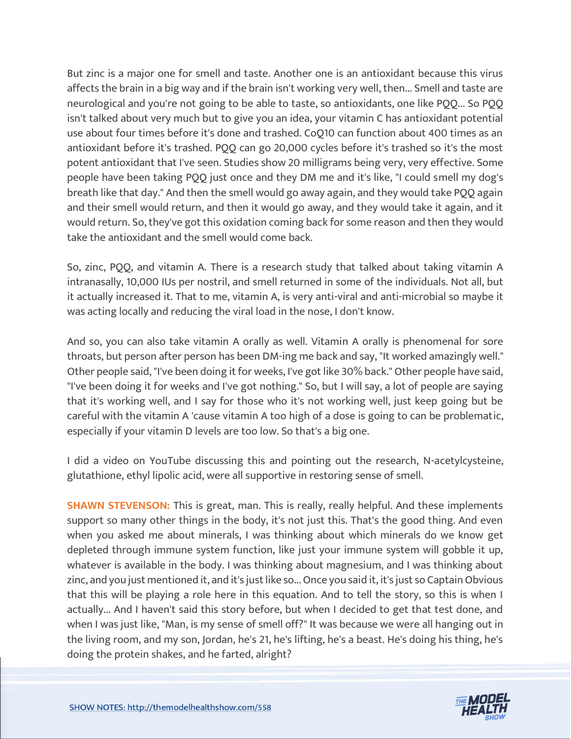But zinc is a major one for smell and taste. Another one is an antioxidant because this virus affects the brain in a big way and if the brain isn't working very well, then... Smell and taste are neurological and you're not going to be able to taste, so antioxidants, one like PQQ... So PQQ isn't talked about very much but to give you an idea, your vitamin C has antioxidant potential use about four times before it's done and trashed. CoQ10 can function about 400 times as an antioxidant before it's trashed. PQQ can go 20,000 cycles before it's trashed so it's the most potent antioxidant that I've seen. Studies show 20 milligrams being very, very effective. Some people have been taking PQQ just once and they DM me and it's like, "I could smell my dog's breath like that day." And then the smell would go away again, and they would take PQQ again and their smell would return, and then it would go away, and they would take it again, and it would return. So, they've got this oxidation coming back for some reason and then they would take the antioxidant and the smell would come back.

So, zinc, PQQ, and vitamin A. There is a research study that talked about taking vitamin A intranasally, 10,000 IUs per nostril, and smell returned in some of the individuals. Not all, but it actually increased it. That to me, vitamin A, is very anti-viral and anti-microbial so maybe it was acting locally and reducing the viral load in the nose, I don't know.

And so, you can also take vitamin A orally as well. Vitamin A orally is phenomenal for sore throats, but person after person has been DM-ing me back and say, "It worked amazingly well." Other people said, "I've been doing it for weeks, I've got like 30% back." Other people have said, "I've been doing it for weeks and I've got nothing." So, but I will say, a lot of people are saying that it's working well, and I say for those who it's not working well, just keep going but be careful with the vitamin A 'cause vitamin A too high of a dose is going to can be problematic, especially if your vitamin D levels are too low. So that's a big one.

I did a video on YouTube discussing this and pointing out the research, N-acetylcysteine, glutathione, ethyl lipolic acid, were all supportive in restoring sense of smell.

**SHAWN STEVENSON:** This is great, man. This is really, really helpful. And these implements support so many other things in the body, it's not just this. That's the good thing. And even when you asked me about minerals, I was thinking about which minerals do we know get depleted through immune system function, like just your immune system will gobble it up, whatever is available in the body. I was thinking about magnesium, and I was thinking about zinc, and you just mentioned it, and it's just like so... Once you said it, it's just so Captain Obvious that this will be playing a role here in this equation. And to tell the story, so this is when I actually... And I haven't said this story before, but when I decided to get that test done, and when I was just like, "Man, is my sense of smell off?" It was because we were all hanging out in the living room, and my son, Jordan, he's 21, he's lifting, he's a beast. He's doing his thing, he's doing the protein shakes, and he farted, alright?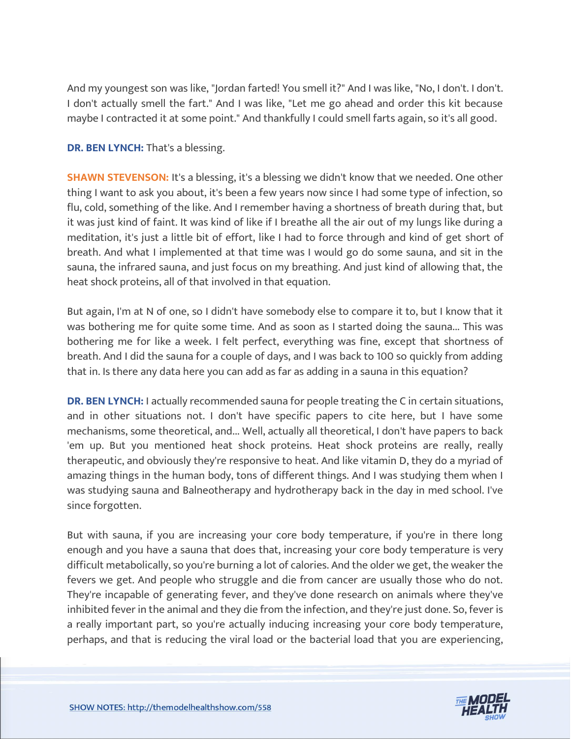And my youngest son was like, "Jordan farted! You smell it?" And I was like, "No, I don't. I don't. I don't actually smell the fart." And I was like, "Let me go ahead and order this kit because maybe I contracted it at some point." And thankfully I could smell farts again, so it's all good.

**DR. BEN LYNCH:** That's a blessing.

**SHAWN STEVENSON:** It's a blessing, it's a blessing we didn't know that we needed. One other thing I want to ask you about, it's been a few years now since I had some type of infection, so flu, cold, something of the like. And I remember having a shortness of breath during that, but it was just kind of faint. It was kind of like if I breathe all the air out of my lungs like during a meditation, it's just a little bit of effort, like I had to force through and kind of get short of breath. And what I implemented at that time was I would go do some sauna, and sit in the sauna, the infrared sauna, and just focus on my breathing. And just kind of allowing that, the heat shock proteins, all of that involved in that equation.

But again, I'm at N of one, so I didn't have somebody else to compare it to, but I know that it was bothering me for quite some time. And as soon as I started doing the sauna... This was bothering me for like a week. I felt perfect, everything was fine, except that shortness of breath. And I did the sauna for a couple of days, and I was back to 100 so quickly from adding that in. Is there any data here you can add as far as adding in a sauna in this equation?

**DR. BEN LYNCH:** I actually recommended sauna for people treating the C in certain situations, and in other situations not. I don't have specific papers to cite here, but I have some mechanisms, some theoretical, and... Well, actually all theoretical, I don't have papers to back 'em up. But you mentioned heat shock proteins. Heat shock proteins are really, really therapeutic, and obviously they're responsive to heat. And like vitamin D, they do a myriad of amazing things in the human body, tons of different things. And I was studying them when I was studying sauna and Balneotherapy and hydrotherapy back in the day in med school. I've since forgotten.

But with sauna, if you are increasing your core body temperature, if you're in there long enough and you have a sauna that does that, increasing your core body temperature is very difficult metabolically, so you're burning a lot of calories. And the older we get, the weaker the fevers we get. And people who struggle and die from cancer are usually those who do not. They're incapable of generating fever, and they've done research on animals where they've inhibited fever in the animal and they die from the infection, and they're just done. So, fever is a really important part, so you're actually inducing increasing your core body temperature, perhaps, and that is reducing the viral load or the bacterial load that you are experiencing,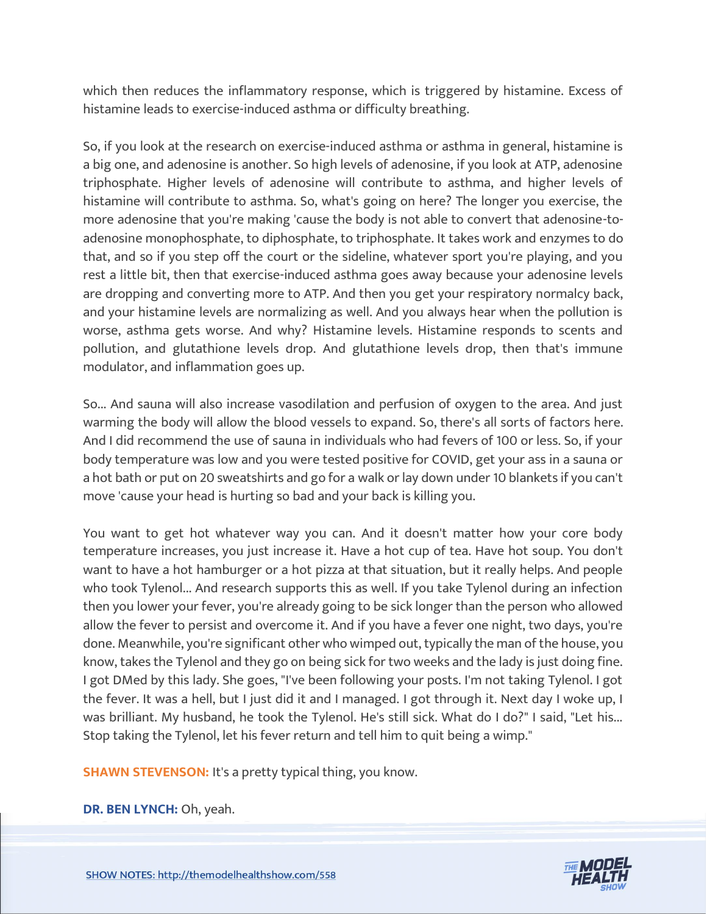which then reduces the inflammatory response, which is triggered by histamine. Excess of histamine leads to exercise-induced asthma or difficulty breathing.

So, if you look at the research on exercise-induced asthma or asthma in general, histamine is a big one, and adenosine is another. So high levels of adenosine, if you look at ATP, adenosine triphosphate. Higher levels of adenosine will contribute to asthma, and higher levels of histamine will contribute to asthma. So, what's going on here? The longer you exercise, the more adenosine that you're making 'cause the body is not able to convert that adenosine-to-adenosine monophosphate, to diphosphate, to triphosphate. It takes work and enzymes to do that, and so if you step off the court or the sideline, whatever sport you're playing, and you rest a little bit, then that exercise-induced asthma goes away because your adenosine levels are dropping and converting more to ATP. And then you get your respiratory normalcy back, and your histamine levels are normalizing as well. And you always hear when the pollution is worse, asthma gets worse. And why? Histamine levels. Histamine responds to scents and pollution, and glutathione levels drop. And glutathione levels drop, then that's immune modulator, and inflammation goes up.

So... And sauna will also increase vasodilation and perfusion of oxygen to the area. And just warming the body will allow the blood vessels to expand. So, there's all sorts of factors here. And I did recommend the use of sauna in individuals who had fevers of 100 or less. So, if your body temperature was low and you were tested positive for COVID, get your ass in a sauna or a hot bath or put on 20 sweatshirts and go for a walk or lay down under 10 blankets if you can't move 'cause your head is hurting so bad and your back is killing you.

You want to get hot whatever way you can. And it doesn't matter how your core body temperature increases, you just increase it. Have a hot cup of tea. Have hot soup. You don't want to have a hot hamburger or a hot pizza at that situation, but it really helps. And people who took Tylenol... And research supports this as well. If you take Tylenol during an infection then you lower your fever, you're already going to be sick longer than the person who allowed allow the fever to persist and overcome it. And if you have a fever one night, two days, you're done. Meanwhile, you're significant other who wimped out, typically the man of the house, you know, takes the Tylenol and they go on being sick for two weeks and the lady is just doing fine. I got DMed by this lady. She goes, "I've been following your posts. I'm not taking Tylenol. I got the fever. It was a hell, but I just did it and I managed. I got through it. Next day I woke up, I was brilliant. My husband, he took the Tylenol. He's still sick. What do I do?" I said, "Let his... Stop taking the Tylenol, let his fever return and tell him to quit being a wimp."

**SHAWN STEVENSON:** It's a pretty typical thing, you know.

**DR. BEN LYNCH:** Oh, yeah.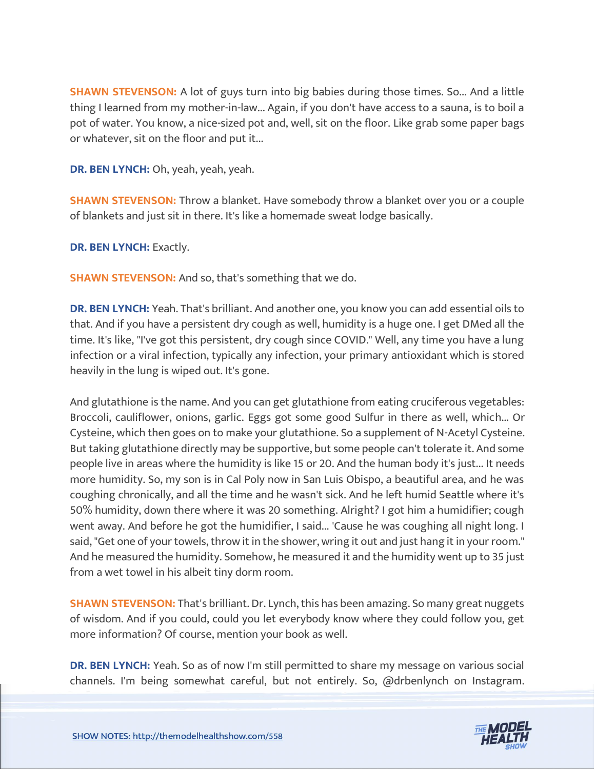**SHAWN STEVENSON:** A lot of guys turn into big babies during those times. So... And a little thing I learned from my mother-in-law... Again, if you don't have access to a sauna, is to boil a pot of water. You know, a nice-sized pot and, well, sit on the floor. Like grab some paper bags or whatever, sit on the floor and put it...

**DR. BEN LYNCH:** Oh, yeah, yeah, yeah.

**SHAWN STEVENSON:** Throw a blanket. Have somebody throw a blanket over you or a couple of blankets and just sit in there. It's like a homemade sweat lodge basically.

**DR. BEN LYNCH:** Exactly.

**SHAWN STEVENSON:** And so, that's something that we do.

**DR. BEN LYNCH:** Yeah. That's brilliant. And another one, you know you can add essential oils to that. And if you have a persistent dry cough as well, humidity is a huge one. I get DMed all the time. It's like, "I've got this persistent, dry cough since COVID." Well, any time you have a lung infection or a viral infection, typically any infection, your primary antioxidant which is stored heavily in the lung is wiped out. It's gone.

And glutathione is the name. And you can get glutathione from eating cruciferous vegetables: Broccoli, cauliflower, onions, garlic. Eggs got some good Sulfur in there as well, which... Or Cysteine, which then goes on to make your glutathione. So a supplement of N-Acetyl Cysteine. But taking glutathione directly may be supportive, but some people can't tolerate it. And some people live in areas where the humidity is like 15 or 20. And the human body it's just... It needs more humidity. So, my son is in Cal Poly now in San Luis Obispo, a beautiful area, and he was coughing chronically, and all the time and he wasn't sick. And he left humid Seattle where it's 50% humidity, down there where it was 20 something. Alright? I got him a humidifier; cough went away. And before he got the humidifier, I said... 'Cause he was coughing all night long. I said, "Get one of your towels, throw it in the shower, wring it out and just hang it in your room." And he measured the humidity. Somehow, he measured it and the humidity went up to 35 just from a wet towel in his albeit tiny dorm room.

**SHAWN STEVENSON:** That's brilliant. Dr. Lynch, this has been amazing. So many great nuggets of wisdom. And if you could, could you let everybody know where they could follow you, get more information? Of course, mention your book as well.

**DR. BEN LYNCH:** Yeah. So as of now I'm still permitted to share my message on various social channels. I'm being somewhat careful, but not entirely. So, @drbenlynch on Instagram.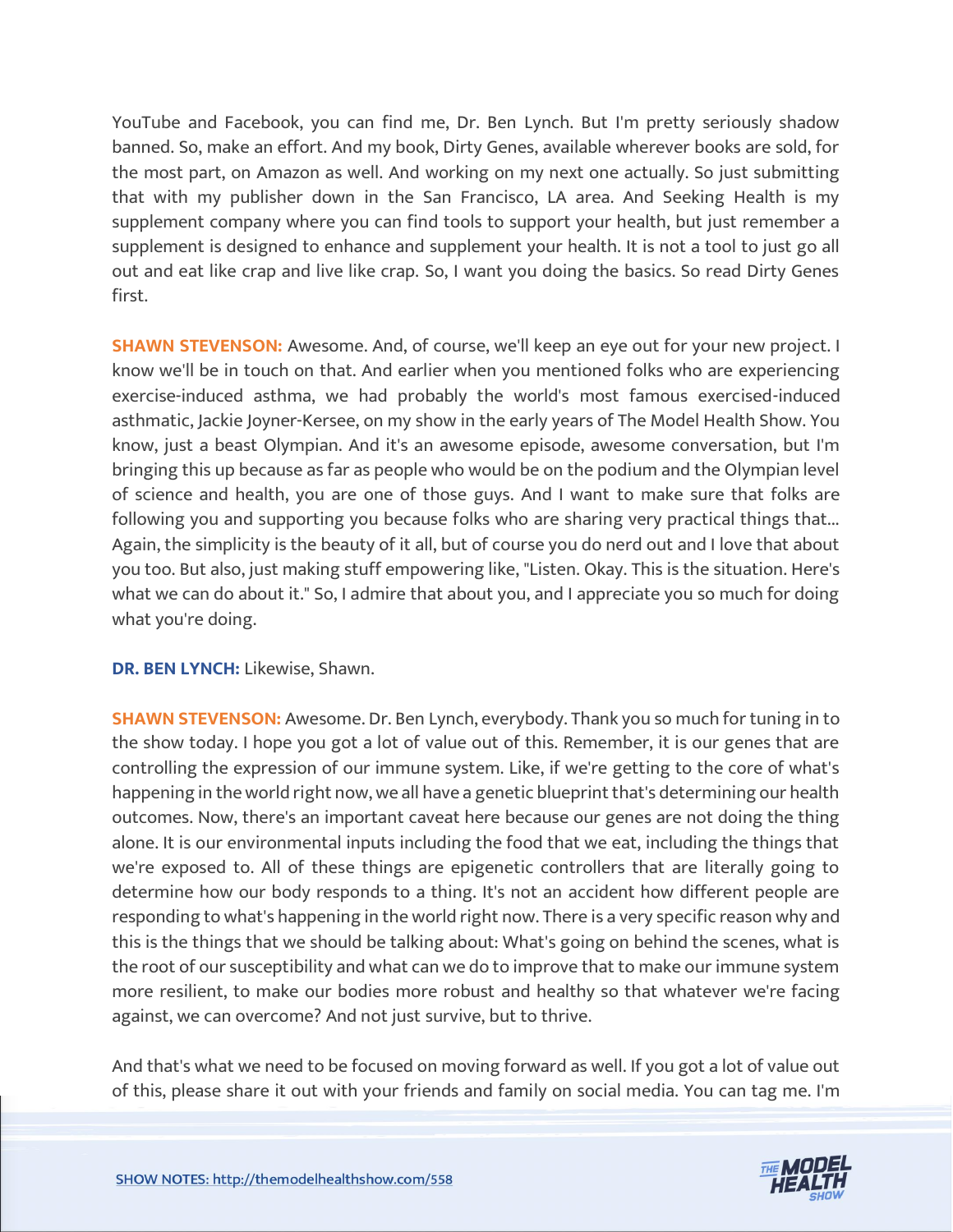YouTube and Facebook, you can find me, Dr. Ben Lynch. But I'm pretty seriously shadow banned. So, make an effort. And my book, Dirty Genes, available wherever books are sold, for the most part, on Amazon as well. And working on my next one actually. So just submitting that with my publisher down in the San Francisco, LA area. And Seeking Health is my supplement company where you can find tools to support your health, but just remember a supplement is designed to enhance and supplement your health. It is not a tool to just go all out and eat like crap and live like crap. So, I want you doing the basics. So read Dirty Genes first.

**SHAWN STEVENSON:** Awesome. And, of course, we'll keep an eye out for your new project. I know we'll be in touch on that. And earlier when you mentioned folks who are experiencing exercise-induced asthma, we had probably the world's most famous exercised-induced asthmatic, Jackie Joyner-Kersee, on my show in the early years of The Model Health Show. You know, just a beast Olympian. And it's an awesome episode, awesome conversation, but I'm bringing this up because as far as people who would be on the podium and the Olympian level of science and health, you are one of those guys. And I want to make sure that folks are following you and supporting you because folks who are sharing very practical things that... Again, the simplicity is the beauty of it all, but of course you do nerd out and I love that about you too. But also, just making stuff empowering like, "Listen. Okay. This is the situation. Here's what we can do about it." So, I admire that about you, and I appreciate you so much for doing what you're doing.

**DR. BEN LYNCH:** Likewise, Shawn.

**SHAWN STEVENSON:** Awesome. Dr. Ben Lynch, everybody. Thank you so much for tuning in to the show today. I hope you got a lot of value out of this. Remember, it is our genes that are controlling the expression of our immune system. Like, if we're getting to the core of what's happening in the world right now, we all have a genetic blueprint that's determining our health outcomes. Now, there's an important caveat here because our genes are not doing the thing alone. It is our environmental inputs including the food that we eat, including the things that we're exposed to. All of these things are epigenetic controllers that are literally going to determine how our body responds to a thing. It's not an accident how different people are responding to what's happening in the world right now. There is a very specific reason why and this is the things that we should be talking about: What's going on behind the scenes, what is the root of our susceptibility and what can we do to improve that to make our immune system more resilient, to make our bodies more robust and healthy so that whatever we're facing against, we can overcome? And not just survive, but to thrive.

And that's what we need to be focused on moving forward as well. If you got a lot of value out of this, please share it out with your friends and family on social media. You can tag me. I'm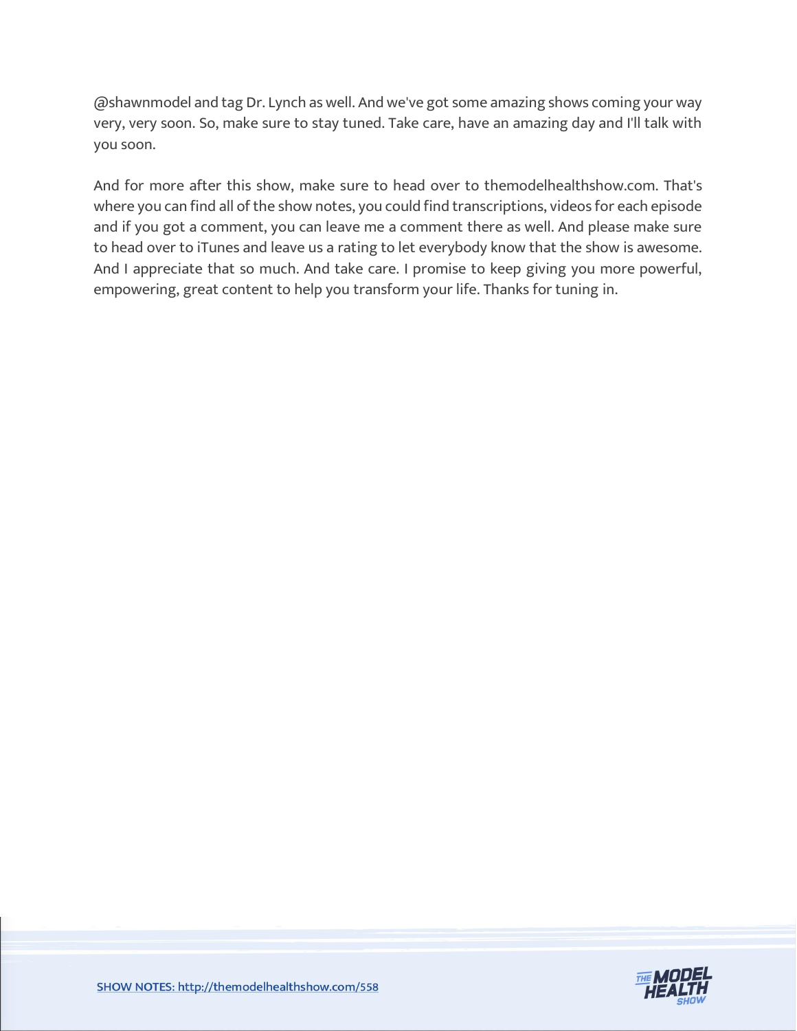@shawnmodel and tag Dr. Lynch as well. And we've got some amazing shows coming your way very, very soon. So, make sure to stay tuned. Take care, have an amazing day and I'll talk with you soon.

And for more after this show, make sure to head over to themodelhealthshow.com. That's where you can find all of the show notes, you could find transcriptions, videos for each episode and if you got a comment, you can leave me a comment there as well. And please make sure to head over to iTunes and leave us a rating to let everybody know that the show is awesome. And I appreciate that so much. And take care. I promise to keep giving you more powerful, empowering, great content to help you transform your life. Thanks for tuning in.